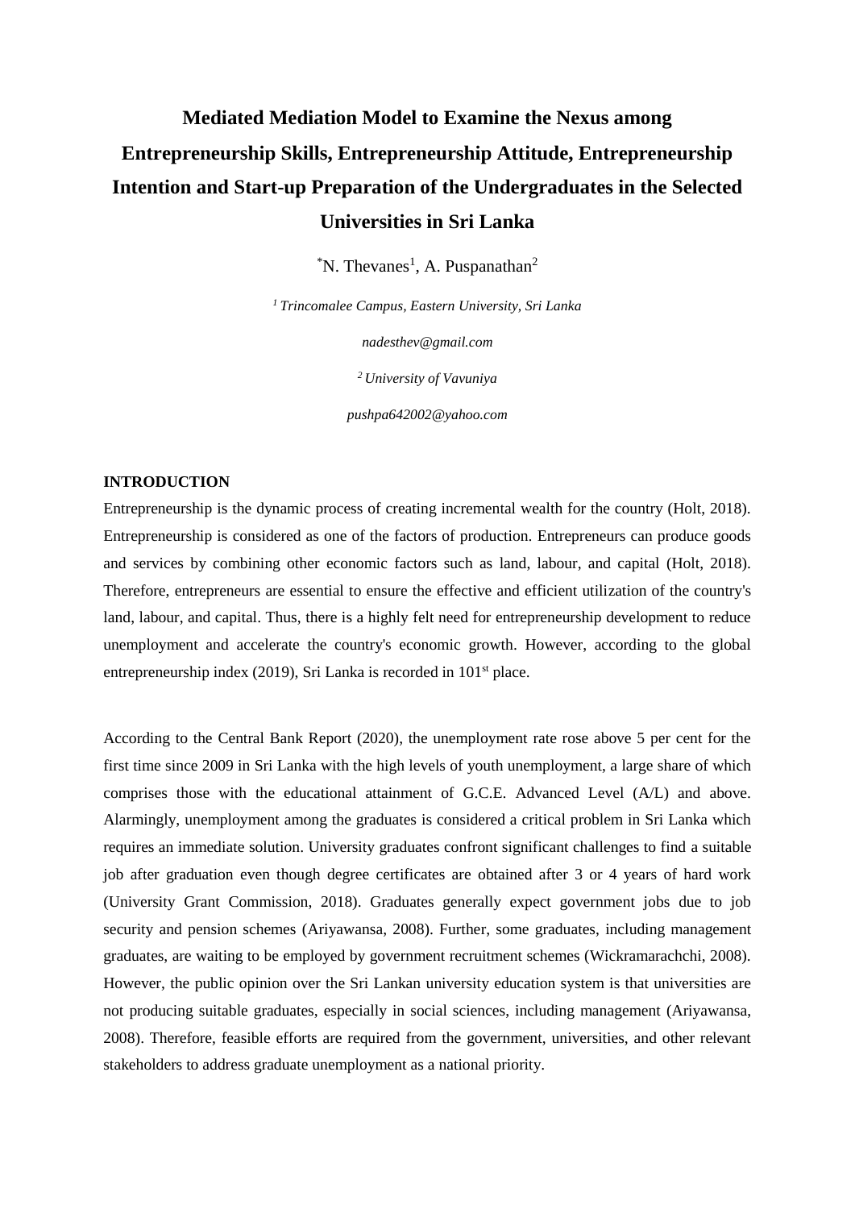# Mediated Mediation Model to Examine the Nexus among Entrepreneurship Skills, Entrepreneurship Attitude, Entrepreneurship Intention and Start-up Preparation of the Undergraduates in the Selected Universities in Sri Lanka

*N. Thevanes[1], A. Puspanathan[2]

[1] *Trincomalee Campus, Eastern University, Sri Lanka*

*nadesthev@gmail.com*

[2] *University of Vavuniya*

*pushpa642002@yahoo.com*

## INTRODUCTION

Entrepreneurship is the dynamic process of creating incremental wealth for the country (Holt, 2018). Entrepreneurship is considered as one of the factors of production. Entrepreneurs can produce goods and services by combining other economic factors such as land, labour, and capital (Holt, 2018). Therefore, entrepreneurs are essential to ensure the effective and efficient utilization of the country's land, labour, and capital. Thus, there is a highly felt need for entrepreneurship development to reduce unemployment and accelerate the country's economic growth. However, according to the global entrepreneurship index (2019), Sri Lanka is recorded in 101st place.

According to the Central Bank Report (2020), the unemployment rate rose above 5 per cent for the first time since 2009 in Sri Lanka with the high levels of youth unemployment, a large share of which comprises those with the educational attainment of G.C.E. Advanced Level (A/L) and above. Alarmingly, unemployment among the graduates is considered a critical problem in Sri Lanka which requires an immediate solution. University graduates confront significant challenges to find a suitable job after graduation even though degree certificates are obtained after 3 or 4 years of hard work (University Grant Commission, 2018). Graduates generally expect government jobs due to job security and pension schemes (Ariyawansa, 2008). Further, some graduates, including management graduates, are waiting to be employed by government recruitment schemes (Wickramarachchi, 2008). However, the public opinion over the Sri Lankan university education system is that universities are not producing suitable graduates, especially in social sciences, including management (Ariyawansa, 2008). Therefore, feasible efforts are required from the government, universities, and other relevant stakeholders to address graduate unemployment as a national priority.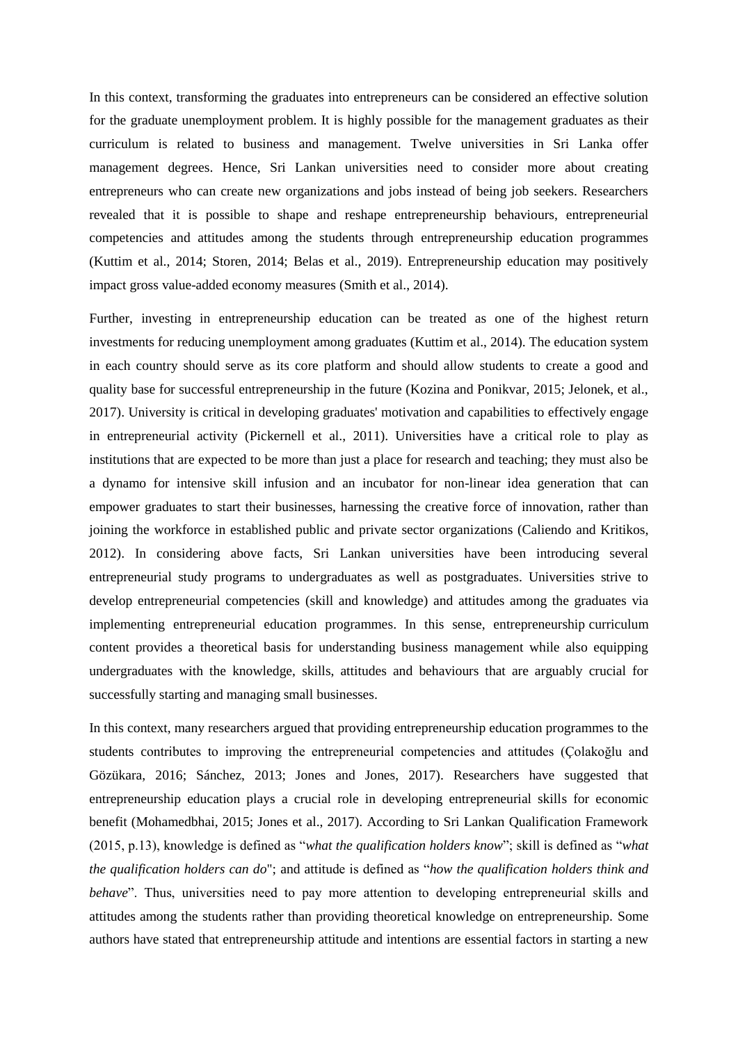In this context, transforming the graduates into entrepreneurs can be considered an effective solution for the graduate unemployment problem. It is highly possible for the management graduates as their curriculum is related to business and management. Twelve universities in Sri Lanka offer management degrees. Hence, Sri Lankan universities need to consider more about creating entrepreneurs who can create new organizations and jobs instead of being job seekers. Researchers revealed that it is possible to shape and reshape entrepreneurship behaviours, entrepreneurial competencies and attitudes among the students through entrepreneurship education programmes (Kuttim et al., 2014; Storen, 2014; Belas et al., 2019). Entrepreneurship education may positively impact gross value-added economy measures (Smith et al., 2014).

Further, investing in entrepreneurship education can be treated as one of the highest return investments for reducing unemployment among graduates (Kuttim et al., 2014). The education system in each country should serve as its core platform and should allow students to create a good and quality base for successful entrepreneurship in the future (Kozina and Ponikvar, 2015; Jelonek, et al., 2017). University is critical in developing graduates' motivation and capabilities to effectively engage in entrepreneurial activity (Pickernell et al., 2011). Universities have a critical role to play as institutions that are expected to be more than just a place for research and teaching; they must also be a dynamo for intensive skill infusion and an incubator for non-linear idea generation that can empower graduates to start their businesses, harnessing the creative force of innovation, rather than joining the workforce in established public and private sector organizations (Caliendo and Kritikos, 2012). In considering above facts, Sri Lankan universities have been introducing several entrepreneurial study programs to undergraduates as well as postgraduates. Universities strive to develop entrepreneurial competencies (skill and knowledge) and attitudes among the graduates via implementing entrepreneurial education programmes. In this sense, entrepreneurship curriculum content provides a theoretical basis for understanding business management while also equipping undergraduates with the knowledge, skills, attitudes and behaviours that are arguably crucial for successfully starting and managing small businesses.

In this context, many researchers argued that providing entrepreneurship education programmes to the students contributes to improving the entrepreneurial competencies and attitudes (Çolakoğlu and Gözükara, 2016; Sánchez, 2013; Jones and Jones, 2017). Researchers have suggested that entrepreneurship education plays a crucial role in developing entrepreneurial skills for economic benefit (Mohamedbhai, 2015; Jones et al., 2017). According to Sri Lankan Qualification Framework (2015, p.13), knowledge is defined as "*what the qualification holders know*"; skill is defined as "*what the qualification holders can do*"; and attitude is defined as "*how the qualification holders think and behave*". Thus, universities need to pay more attention to developing entrepreneurial skills and attitudes among the students rather than providing theoretical knowledge on entrepreneurship. Some authors have stated that entrepreneurship attitude and intentions are essential factors in starting a new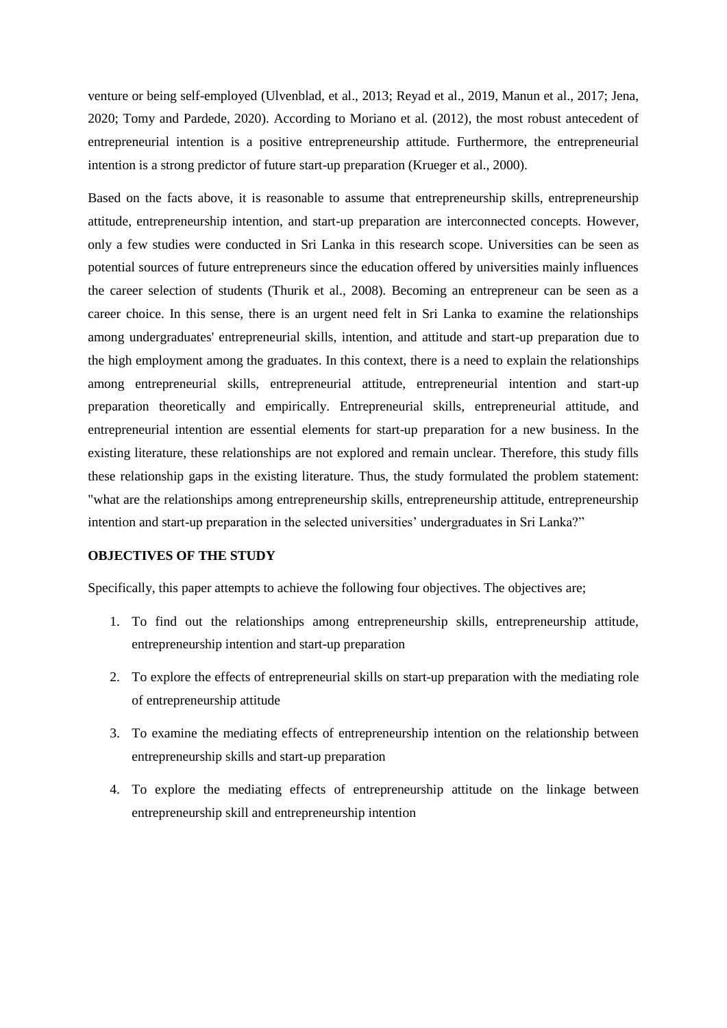venture or being self-employed (Ulvenblad, et al., 2013; Reyad et al., 2019, Manun et al., 2017; Jena, 2020; Tomy and Pardede, 2020). According to Moriano et al. (2012), the most robust antecedent of entrepreneurial intention is a positive entrepreneurship attitude. Furthermore, the entrepreneurial intention is a strong predictor of future start-up preparation (Krueger et al., 2000).

Based on the facts above, it is reasonable to assume that entrepreneurship skills, entrepreneurship attitude, entrepreneurship intention, and start-up preparation are interconnected concepts. However, only a few studies were conducted in Sri Lanka in this research scope. Universities can be seen as potential sources of future entrepreneurs since the education offered by universities mainly influences the career selection of students (Thurik et al., 2008). Becoming an entrepreneur can be seen as a career choice. In this sense, there is an urgent need felt in Sri Lanka to examine the relationships among undergraduates' entrepreneurial skills, intention, and attitude and start-up preparation due to the high employment among the graduates. In this context, there is a need to explain the relationships among entrepreneurial skills, entrepreneurial attitude, entrepreneurial intention and start-up preparation theoretically and empirically. Entrepreneurial skills, entrepreneurial attitude, and entrepreneurial intention are essential elements for start-up preparation for a new business. In the existing literature, these relationships are not explored and remain unclear. Therefore, this study fills these relationship gaps in the existing literature. Thus, the study formulated the problem statement: "what are the relationships among entrepreneurship skills, entrepreneurship attitude, entrepreneurship intention and start-up preparation in the selected universities' undergraduates in Sri Lanka?"

## OBJECTIVES OF THE STUDY

Specifically, this paper attempts to achieve the following four objectives. The objectives are;

1. To find out the relationships among entrepreneurship skills, entrepreneurship attitude, entrepreneurship intention and start-up preparation
2. To explore the effects of entrepreneurial skills on start-up preparation with the mediating role of entrepreneurship attitude
3. To examine the mediating effects of entrepreneurship intention on the relationship between entrepreneurship skills and start-up preparation
4. To explore the mediating effects of entrepreneurship attitude on the linkage between entrepreneurship skill and entrepreneurship intention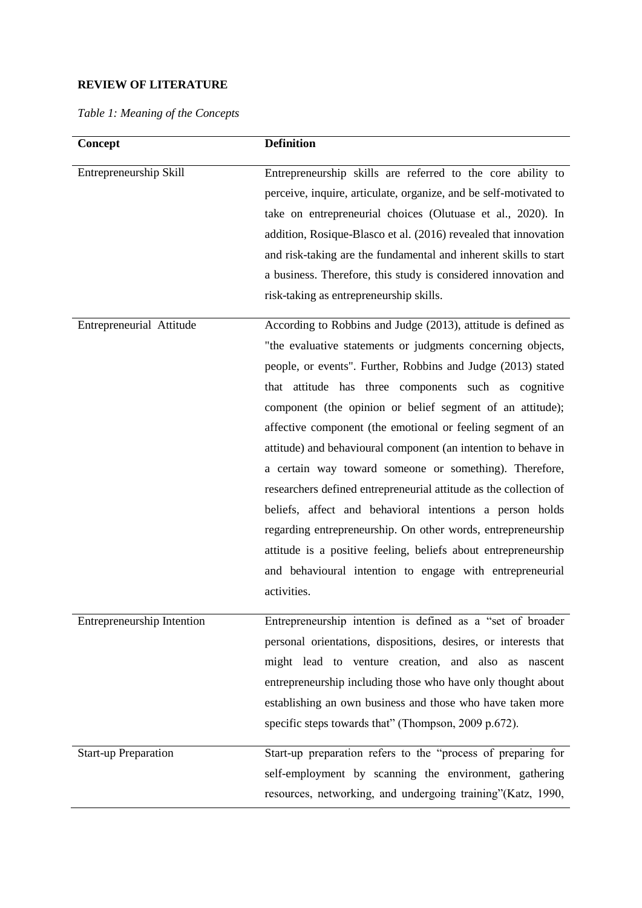**REVIEW OF LITERATURE**

*Table 1: Meaning of the Concepts*

| Concept | Definition |
|---|---|
| Entrepreneurship Skill | Entrepreneurship skills are referred to the core ability to perceive, inquire, articulate, organize, and be self-motivated to take on entrepreneurial choices (Olutuase et al., 2020). In addition, Rosique-Blasco et al. (2016) revealed that innovation and risk-taking are the fundamental and inherent skills to start a business. Therefore, this study is considered innovation and risk-taking as entrepreneurship skills. |
| Entrepreneurial Attitude | According to Robbins and Judge (2013), attitude is defined as "the evaluative statements or judgments concerning objects, people, or events". Further, Robbins and Judge (2013) stated that attitude has three components such as cognitive component (the opinion or belief segment of an attitude); affective component (the emotional or feeling segment of an attitude) and behavioural component (an intention to behave in a certain way toward someone or something). Therefore, researchers defined entrepreneurial attitude as the collection of beliefs, affect and behavioral intentions a person holds regarding entrepreneurship. On other words, entrepreneurship attitude is a positive feeling, beliefs about entrepreneurship and behavioural intention to engage with entrepreneurial activities. |
| Entrepreneurship Intention | Entrepreneurship intention is defined as a "set of broader personal orientations, dispositions, desires, or interests that might lead to venture creation, and also as nascent entrepreneurship including those who have only thought about establishing an own business and those who have taken more specific steps towards that" (Thompson, 2009 p.672). |
| Start-up Preparation | Start-up preparation refers to the "process of preparing for self-employment by scanning the environment, gathering resources, networking, and undergoing training"(Katz, 1990, |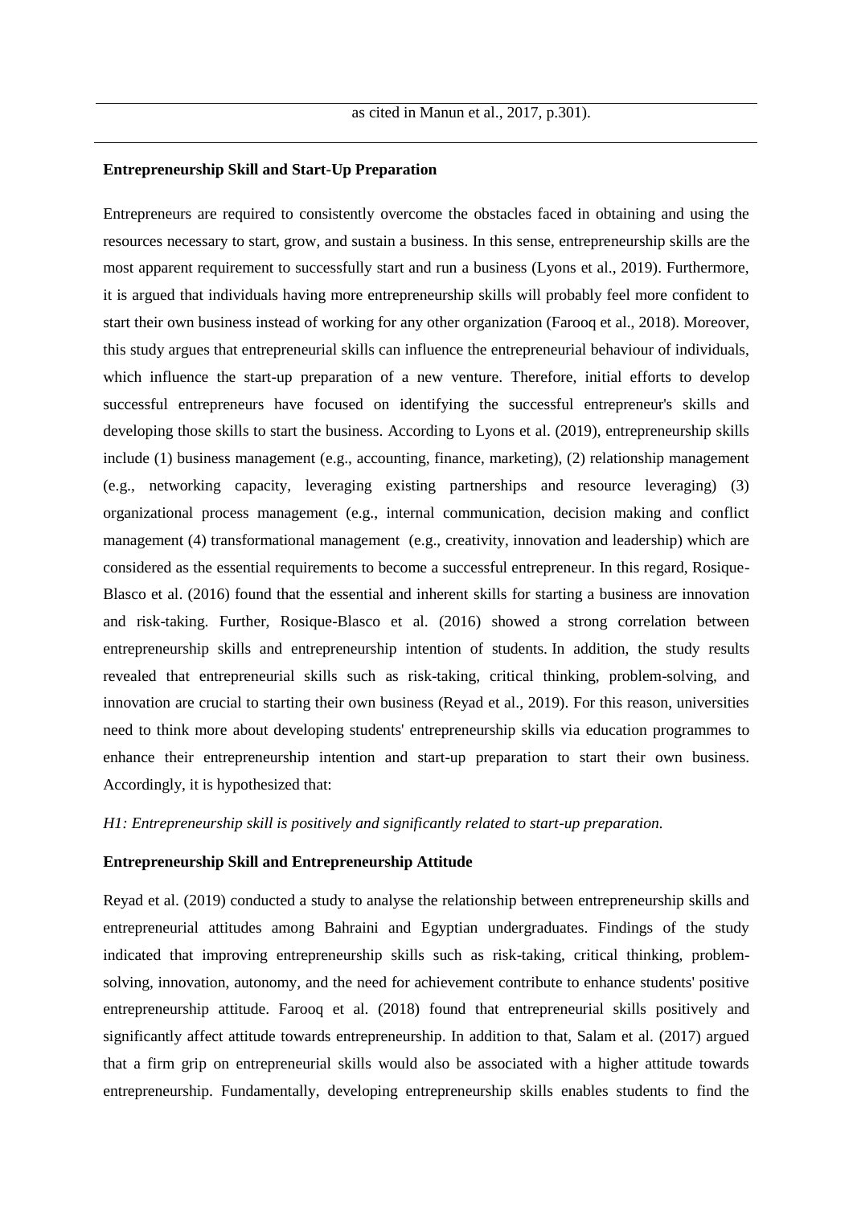as cited in Manun et al., 2017, p.301).

**Entrepreneurship Skill and Start-Up Preparation**

Entrepreneurs are required to consistently overcome the obstacles faced in obtaining and using the resources necessary to start, grow, and sustain a business. In this sense, entrepreneurship skills are the most apparent requirement to successfully start and run a business (Lyons et al., 2019). Furthermore, it is argued that individuals having more entrepreneurship skills will probably feel more confident to start their own business instead of working for any other organization (Farooq et al., 2018). Moreover, this study argues that entrepreneurial skills can influence the entrepreneurial behaviour of individuals, which influence the start-up preparation of a new venture. Therefore, initial efforts to develop successful entrepreneurs have focused on identifying the successful entrepreneur's skills and developing those skills to start the business. According to Lyons et al. (2019), entrepreneurship skills include (1) business management (e.g., accounting, finance, marketing), (2) relationship management (e.g., networking capacity, leveraging existing partnerships and resource leveraging) (3) organizational process management (e.g., internal communication, decision making and conflict management (4) transformational management (e.g., creativity, innovation and leadership) which are considered as the essential requirements to become a successful entrepreneur. In this regard, Rosique-Blasco et al. (2016) found that the essential and inherent skills for starting a business are innovation and risk-taking. Further, Rosique-Blasco et al. (2016) showed a strong correlation between entrepreneurship skills and entrepreneurship intention of students. In addition, the study results revealed that entrepreneurial skills such as risk-taking, critical thinking, problem-solving, and innovation are crucial to starting their own business (Reyad et al., 2019). For this reason, universities need to think more about developing students' entrepreneurship skills via education programmes to enhance their entrepreneurship intention and start-up preparation to start their own business. Accordingly, it is hypothesized that:

*H1: Entrepreneurship skill is positively and significantly related to start-up preparation.*

**Entrepreneurship Skill and Entrepreneurship Attitude**

Reyad et al. (2019) conducted a study to analyse the relationship between entrepreneurship skills and entrepreneurial attitudes among Bahraini and Egyptian undergraduates. Findings of the study indicated that improving entrepreneurship skills such as risk-taking, critical thinking, problem-solving, innovation, autonomy, and the need for achievement contribute to enhance students' positive entrepreneurship attitude. Farooq et al. (2018) found that entrepreneurial skills positively and significantly affect attitude towards entrepreneurship. In addition to that, Salam et al. (2017) argued that a firm grip on entrepreneurial skills would also be associated with a higher attitude towards entrepreneurship. Fundamentally, developing entrepreneurship skills enables students to find the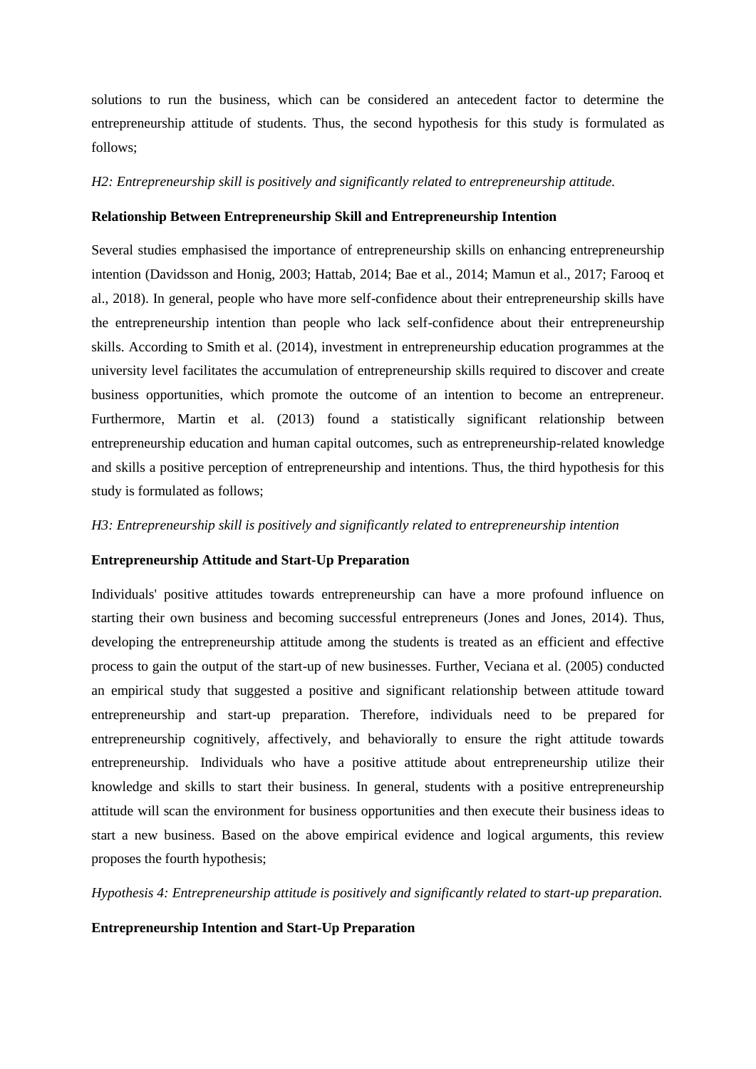solutions to run the business, which can be considered an antecedent factor to determine the entrepreneurship attitude of students. Thus, the second hypothesis for this study is formulated as follows;

*H2: Entrepreneurship skill is positively and significantly related to entrepreneurship attitude.*

**Relationship Between Entrepreneurship Skill and Entrepreneurship Intention**

Several studies emphasised the importance of entrepreneurship skills on enhancing entrepreneurship intention (Davidsson and Honig, 2003; Hattab, 2014; Bae et al., 2014; Mamun et al., 2017; Farooq et al., 2018). In general, people who have more self-confidence about their entrepreneurship skills have the entrepreneurship intention than people who lack self-confidence about their entrepreneurship skills. According to Smith et al. (2014), investment in entrepreneurship education programmes at the university level facilitates the accumulation of entrepreneurship skills required to discover and create business opportunities, which promote the outcome of an intention to become an entrepreneur. Furthermore, Martin et al. (2013) found a statistically significant relationship between entrepreneurship education and human capital outcomes, such as entrepreneurship-related knowledge and skills a positive perception of entrepreneurship and intentions. Thus, the third hypothesis for this study is formulated as follows;

*H3: Entrepreneurship skill is positively and significantly related to entrepreneurship intention*

**Entrepreneurship Attitude and Start-Up Preparation**

Individuals' positive attitudes towards entrepreneurship can have a more profound influence on starting their own business and becoming successful entrepreneurs (Jones and Jones, 2014). Thus, developing the entrepreneurship attitude among the students is treated as an efficient and effective process to gain the output of the start-up of new businesses. Further, Veciana et al. (2005) conducted an empirical study that suggested a positive and significant relationship between attitude toward entrepreneurship and start-up preparation. Therefore, individuals need to be prepared for entrepreneurship cognitively, affectively, and behaviorally to ensure the right attitude towards entrepreneurship. Individuals who have a positive attitude about entrepreneurship utilize their knowledge and skills to start their business. In general, students with a positive entrepreneurship attitude will scan the environment for business opportunities and then execute their business ideas to start a new business. Based on the above empirical evidence and logical arguments, this review proposes the fourth hypothesis;

*Hypothesis 4: Entrepreneurship attitude is positively and significantly related to start-up preparation.*

**Entrepreneurship Intention and Start-Up Preparation**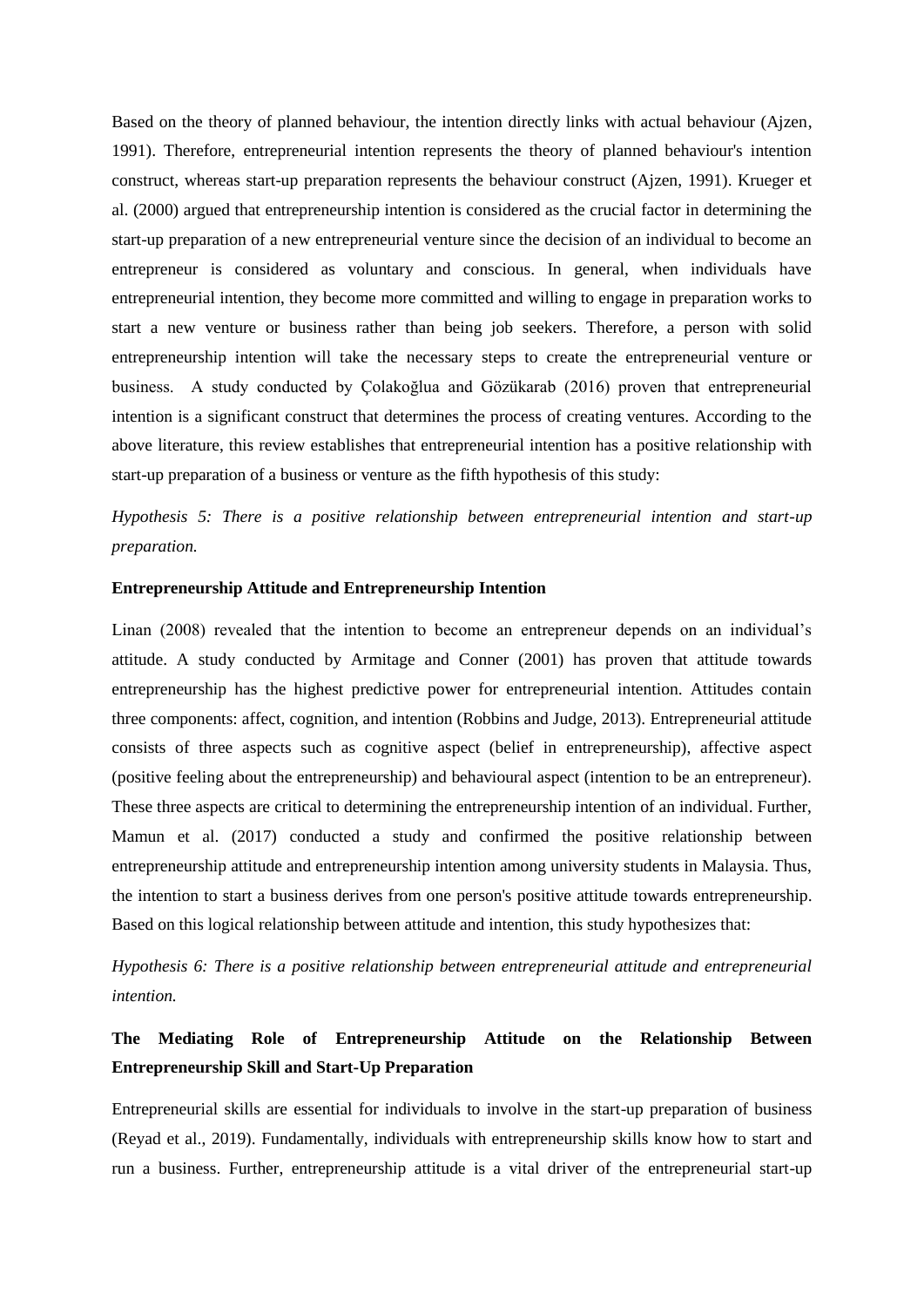Based on the theory of planned behaviour, the intention directly links with actual behaviour (Ajzen, 1991). Therefore, entrepreneurial intention represents the theory of planned behaviour's intention construct, whereas start-up preparation represents the behaviour construct (Ajzen, 1991). Krueger et al. (2000) argued that entrepreneurship intention is considered as the crucial factor in determining the start-up preparation of a new entrepreneurial venture since the decision of an individual to become an entrepreneur is considered as voluntary and conscious. In general, when individuals have entrepreneurial intention, they become more committed and willing to engage in preparation works to start a new venture or business rather than being job seekers. Therefore, a person with solid entrepreneurship intention will take the necessary steps to create the entrepreneurial venture or business. A study conducted by Çolakoğlua and Gözükarab (2016) proven that entrepreneurial intention is a significant construct that determines the process of creating ventures. According to the above literature, this review establishes that entrepreneurial intention has a positive relationship with start-up preparation of a business or venture as the fifth hypothesis of this study:

*Hypothesis 5: There is a positive relationship between entrepreneurial intention and start-up preparation.*

**Entrepreneurship Attitude and Entrepreneurship Intention**

Linan (2008) revealed that the intention to become an entrepreneur depends on an individual's attitude. A study conducted by Armitage and Conner (2001) has proven that attitude towards entrepreneurship has the highest predictive power for entrepreneurial intention. Attitudes contain three components: affect, cognition, and intention (Robbins and Judge, 2013). Entrepreneurial attitude consists of three aspects such as cognitive aspect (belief in entrepreneurship), affective aspect (positive feeling about the entrepreneurship) and behavioural aspect (intention to be an entrepreneur). These three aspects are critical to determining the entrepreneurship intention of an individual. Further, Mamun et al. (2017) conducted a study and confirmed the positive relationship between entrepreneurship attitude and entrepreneurship intention among university students in Malaysia. Thus, the intention to start a business derives from one person's positive attitude towards entrepreneurship. Based on this logical relationship between attitude and intention, this study hypothesizes that:

*Hypothesis 6: There is a positive relationship between entrepreneurial attitude and entrepreneurial intention.*

**The Mediating Role of Entrepreneurship Attitude on the Relationship Between Entrepreneurship Skill and Start-Up Preparation**

Entrepreneurial skills are essential for individuals to involve in the start-up preparation of business (Reyad et al., 2019). Fundamentally, individuals with entrepreneurship skills know how to start and run a business. Further, entrepreneurship attitude is a vital driver of the entrepreneurial start-up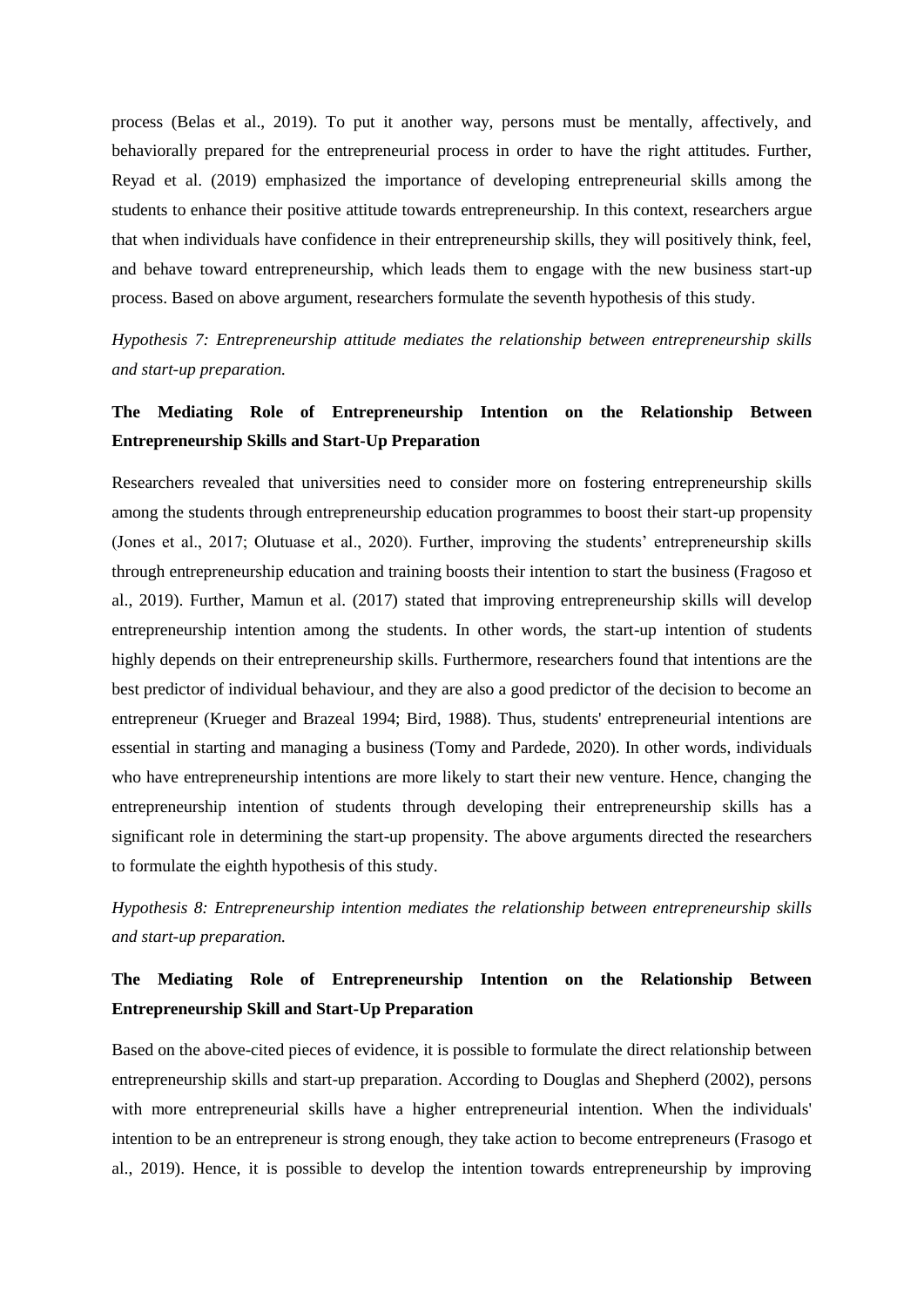process (Belas et al., 2019). To put it another way, persons must be mentally, affectively, and behaviorally prepared for the entrepreneurial process in order to have the right attitudes. Further, Reyad et al. (2019) emphasized the importance of developing entrepreneurial skills among the students to enhance their positive attitude towards entrepreneurship. In this context, researchers argue that when individuals have confidence in their entrepreneurship skills, they will positively think, feel, and behave toward entrepreneurship, which leads them to engage with the new business start-up process. Based on above argument, researchers formulate the seventh hypothesis of this study.

*Hypothesis 7: Entrepreneurship attitude mediates the relationship between entrepreneurship skills and start-up preparation.*

**The Mediating Role of Entrepreneurship Intention on the Relationship Between Entrepreneurship Skills and Start-Up Preparation**

Researchers revealed that universities need to consider more on fostering entrepreneurship skills among the students through entrepreneurship education programmes to boost their start-up propensity (Jones et al., 2017; Olutuase et al., 2020). Further, improving the students' entrepreneurship skills through entrepreneurship education and training boosts their intention to start the business (Fragoso et al., 2019). Further, Mamun et al. (2017) stated that improving entrepreneurship skills will develop entrepreneurship intention among the students. In other words, the start-up intention of students highly depends on their entrepreneurship skills. Furthermore, researchers found that intentions are the best predictor of individual behaviour, and they are also a good predictor of the decision to become an entrepreneur (Krueger and Brazeal 1994; Bird, 1988). Thus, students' entrepreneurial intentions are essential in starting and managing a business (Tomy and Pardede, 2020). In other words, individuals who have entrepreneurship intentions are more likely to start their new venture. Hence, changing the entrepreneurship intention of students through developing their entrepreneurship skills has a significant role in determining the start-up propensity. The above arguments directed the researchers to formulate the eighth hypothesis of this study.

*Hypothesis 8: Entrepreneurship intention mediates the relationship between entrepreneurship skills and start-up preparation.*

**The Mediating Role of Entrepreneurship Intention on the Relationship Between Entrepreneurship Skill and Start-Up Preparation**

Based on the above-cited pieces of evidence, it is possible to formulate the direct relationship between entrepreneurship skills and start-up preparation. According to Douglas and Shepherd (2002), persons with more entrepreneurial skills have a higher entrepreneurial intention. When the individuals' intention to be an entrepreneur is strong enough, they take action to become entrepreneurs (Frasogo et al., 2019). Hence, it is possible to develop the intention towards entrepreneurship by improving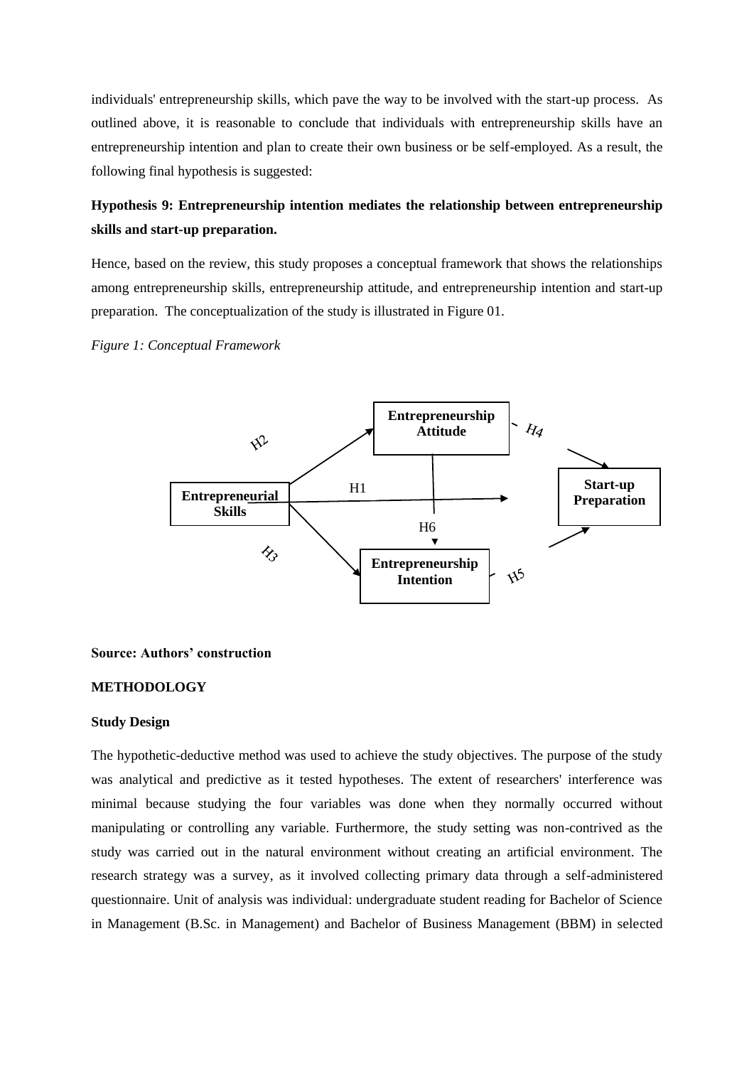individuals' entrepreneurship skills, which pave the way to be involved with the start-up process. As outlined above, it is reasonable to conclude that individuals with entrepreneurship skills have an entrepreneurship intention and plan to create their own business or be self-employed. As a result, the following final hypothesis is suggested:

**Hypothesis 9: Entrepreneurship intention mediates the relationship between entrepreneurship skills and start-up preparation.**

Hence, based on the review, this study proposes a conceptual framework that shows the relationships among entrepreneurship skills, entrepreneurship attitude, and entrepreneurship intention and start-up preparation. The conceptualization of the study is illustrated in Figure 01.

*Figure 1: Conceptual Framework*

**Source: Authors' construction**

**METHODOLOGY**

**Study Design**

The hypothetic-deductive method was used to achieve the study objectives. The purpose of the study was analytical and predictive as it tested hypotheses. The extent of researchers' interference was minimal because studying the four variables was done when they normally occurred without manipulating or controlling any variable. Furthermore, the study setting was non-contrived as the study was carried out in the natural environment without creating an artificial environment. The research strategy was a survey, as it involved collecting primary data through a self-administered questionnaire. Unit of analysis was individual: undergraduate student reading for Bachelor of Science in Management (B.Sc. in Management) and Bachelor of Business Management (BBM) in selected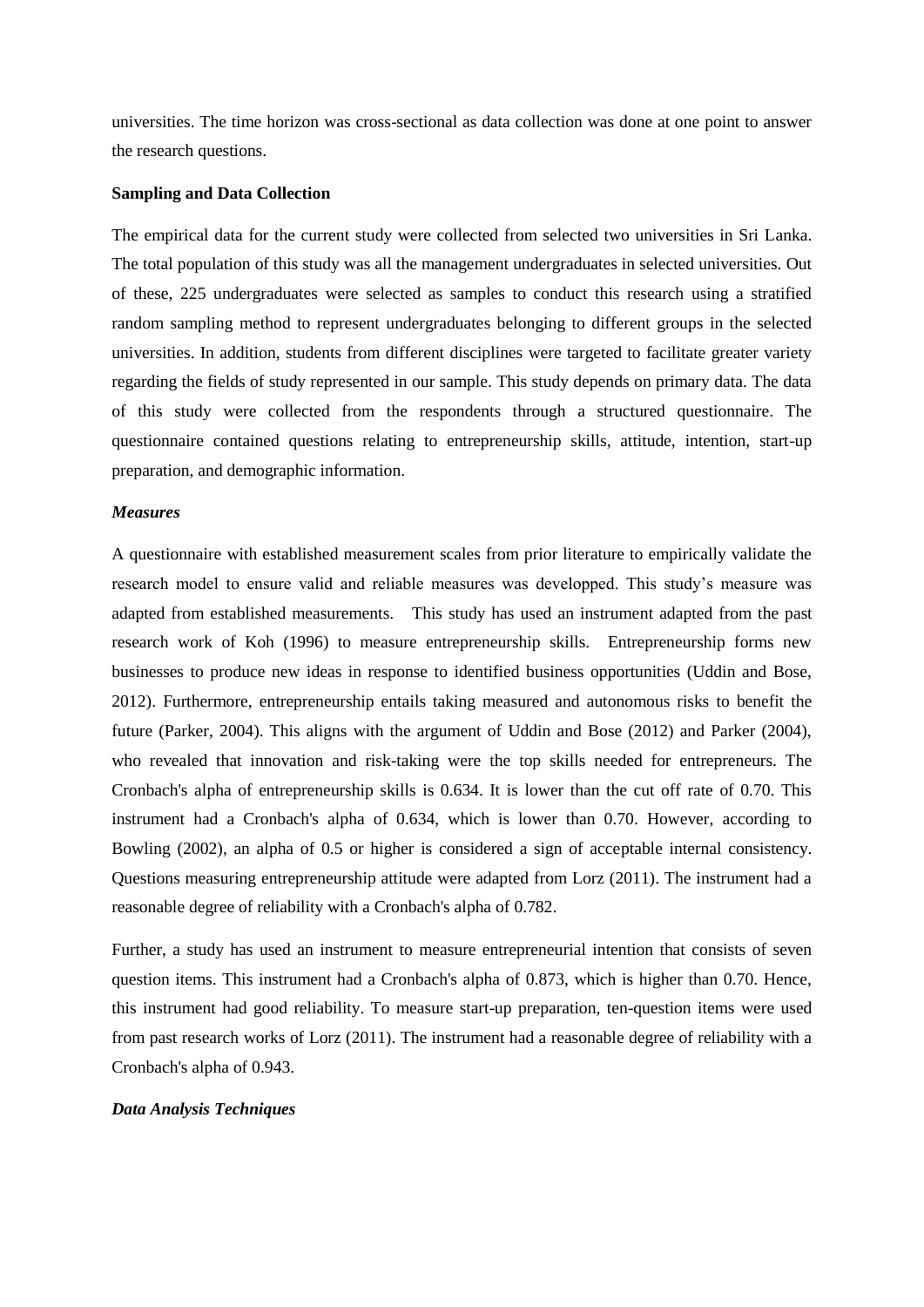universities. The time horizon was cross-sectional as data collection was done at one point to answer the research questions.

**Sampling and Data Collection**

The empirical data for the current study were collected from selected two universities in Sri Lanka. The total population of this study was all the management undergraduates in selected universities. Out of these, 225 undergraduates were selected as samples to conduct this research using a stratified random sampling method to represent undergraduates belonging to different groups in the selected universities. In addition, students from different disciplines were targeted to facilitate greater variety regarding the fields of study represented in our sample. This study depends on primary data. The data of this study were collected from the respondents through a structured questionnaire. The questionnaire contained questions relating to entrepreneurship skills, attitude, intention, start-up preparation, and demographic information.

***Measures***

A questionnaire with established measurement scales from prior literature to empirically validate the research model to ensure valid and reliable measures was developped. This study's measure was adapted from established measurements. This study has used an instrument adapted from the past research work of Koh (1996) to measure entrepreneurship skills. Entrepreneurship forms new businesses to produce new ideas in response to identified business opportunities (Uddin and Bose, 2012). Furthermore, entrepreneurship entails taking measured and autonomous risks to benefit the future (Parker, 2004). This aligns with the argument of Uddin and Bose (2012) and Parker (2004), who revealed that innovation and risk-taking were the top skills needed for entrepreneurs. The Cronbach's alpha of entrepreneurship skills is 0.634. It is lower than the cut off rate of 0.70. This instrument had a Cronbach's alpha of 0.634, which is lower than 0.70. However, according to Bowling (2002), an alpha of 0.5 or higher is considered a sign of acceptable internal consistency. Questions measuring entrepreneurship attitude were adapted from Lorz (2011). The instrument had a reasonable degree of reliability with a Cronbach's alpha of 0.782.

Further, a study has used an instrument to measure entrepreneurial intention that consists of seven question items. This instrument had a Cronbach's alpha of 0.873, which is higher than 0.70. Hence, this instrument had good reliability. To measure start-up preparation, ten-question items were used from past research works of Lorz (2011). The instrument had a reasonable degree of reliability with a Cronbach's alpha of 0.943.

***Data Analysis Techniques***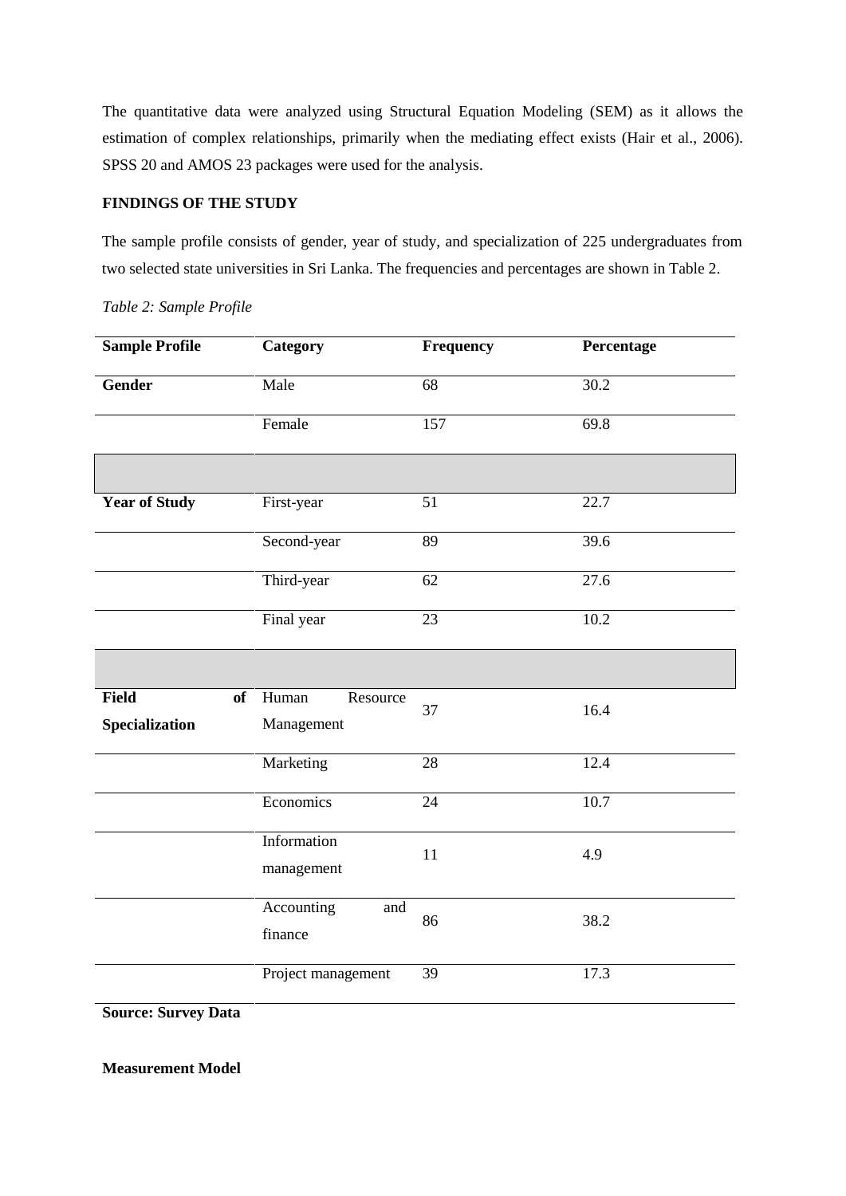The quantitative data were analyzed using Structural Equation Modeling (SEM) as it allows the estimation of complex relationships, primarily when the mediating effect exists (Hair et al., 2006). SPSS 20 and AMOS 23 packages were used for the analysis.

**FINDINGS OF THE STUDY**

The sample profile consists of gender, year of study, and specialization of 225 undergraduates from two selected state universities in Sri Lanka. The frequencies and percentages are shown in Table 2.

*Table 2: Sample Profile*

| Sample Profile | Category | Frequency | Percentage |
|---|---|---|---|
| **Gender** | Male | 68 | 30.2 |
| | Female | 157 | 69.8 |
| | | | |
| **Year of Study** | First-year | 51 | 22.7 |
| | Second-year | 89 | 39.6 |
| | Third-year | 62 | 27.6 |
| | Final year | 23 | 10.2 |
| | | | |
| **Field of Specialization** | Human Resource Management | 37 | 16.4 |
| | Marketing | 28 | 12.4 |
| | Economics | 24 | 10.7 |
| | Information management | 11 | 4.9 |
| | Accounting and finance | 86 | 38.2 |
| | Project management | 39 | 17.3 |

**Source: Survey Data**

**Measurement Model**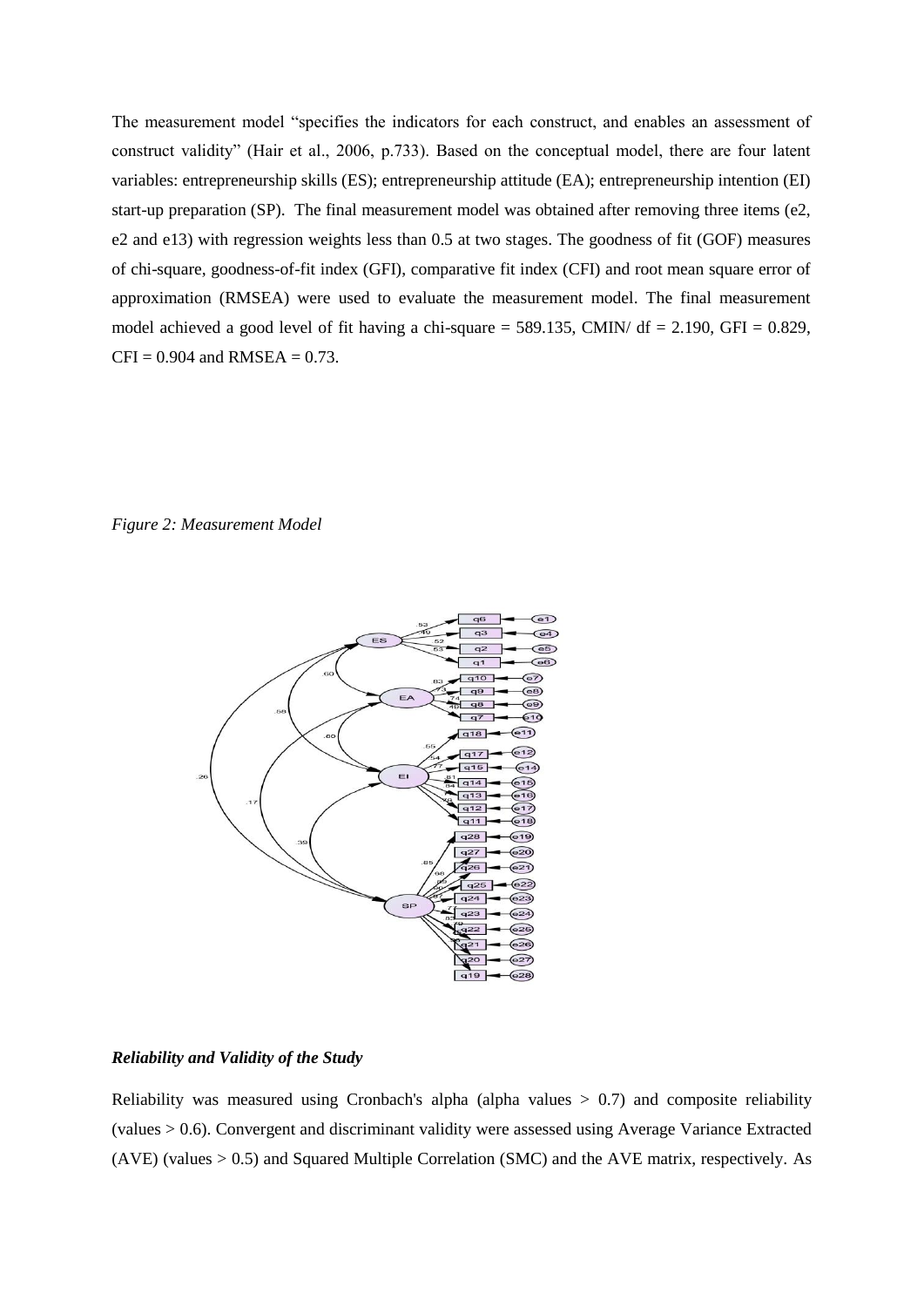The measurement model "specifies the indicators for each construct, and enables an assessment of construct validity" (Hair et al., 2006, p.733). Based on the conceptual model, there are four latent variables: entrepreneurship skills (ES); entrepreneurship attitude (EA); entrepreneurship intention (EI) start-up preparation (SP). The final measurement model was obtained after removing three items (e2, e2 and e13) with regression weights less than 0.5 at two stages. The goodness of fit (GOF) measures of chi-square, goodness-of-fit index (GFI), comparative fit index (CFI) and root mean square error of approximation (RMSEA) were used to evaluate the measurement model. The final measurement model achieved a good level of fit having a chi-square = 589.135, CMIN/ df = 2.190, GFI = 0.829, CFI = 0.904 and RMSEA = 0.73.

*Figure 2: Measurement Model*

### *Reliability and Validity of the Study*

Reliability was measured using Cronbach's alpha (alpha values > 0.7) and composite reliability (values > 0.6). Convergent and discriminant validity were assessed using Average Variance Extracted (AVE) (values > 0.5) and Squared Multiple Correlation (SMC) and the AVE matrix, respectively. As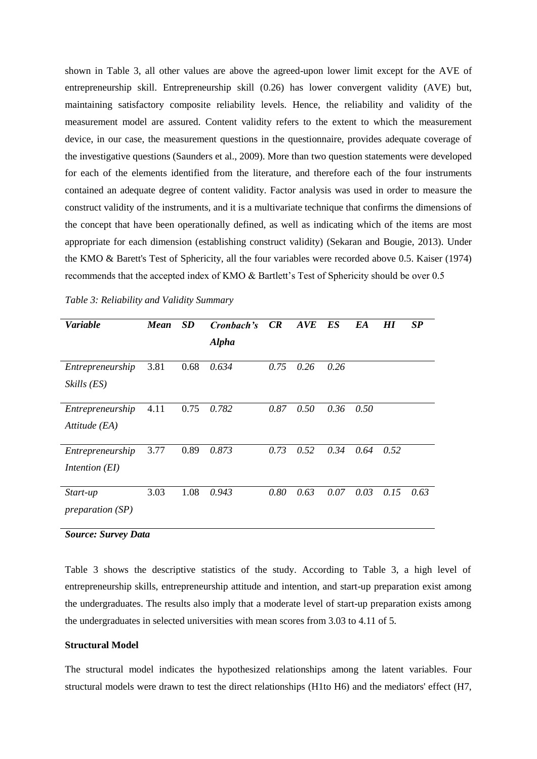shown in Table 3, all other values are above the agreed-upon lower limit except for the AVE of entrepreneurship skill. Entrepreneurship skill (0.26) has lower convergent validity (AVE) but, maintaining satisfactory composite reliability levels. Hence, the reliability and validity of the measurement model are assured. Content validity refers to the extent to which the measurement device, in our case, the measurement questions in the questionnaire, provides adequate coverage of the investigative questions (Saunders et al., 2009). More than two question statements were developed for each of the elements identified from the literature, and therefore each of the four instruments contained an adequate degree of content validity. Factor analysis was used in order to measure the construct validity of the instruments, and it is a multivariate technique that confirms the dimensions of the concept that have been operationally defined, as well as indicating which of the items are most appropriate for each dimension (establishing construct validity) (Sekaran and Bougie, 2013). Under the KMO & Barett's Test of Sphericity, all the four variables were recorded above 0.5. Kaiser (1974) recommends that the accepted index of KMO & Bartlett's Test of Sphericity should be over 0.5

*Table 3: Reliability and Validity Summary*

| *Variable* | *Mean* | *SD* | *Cronbach's Alpha* | *CR* | *AVE* | *ES* | *EA* | *HI* | *SP* |
|---|---|---|---|---|---|---|---|---|---|
| *Entrepreneurship Skills (ES)* | 3.81 | 0.68 | *0.634* | *0.75* | *0.26* | *0.26* | | | |
| *Entrepreneurship Attitude (EA)* | 4.11 | 0.75 | *0.782* | *0.87* | *0.50* | *0.36* | *0.50* | | |
| *Entrepreneurship Intention (EI)* | 3.77 | 0.89 | *0.873* | *0.73* | *0.52* | *0.34* | *0.64* | *0.52* | |
| *Start-up preparation (SP)* | 3.03 | 1.08 | *0.943* | *0.80* | *0.63* | *0.07* | *0.03* | *0.15* | *0.63* |

***Source: Survey Data***

Table 3 shows the descriptive statistics of the study. According to Table 3, a high level of entrepreneurship skills, entrepreneurship attitude and intention, and start-up preparation exist among the undergraduates. The results also imply that a moderate level of start-up preparation exists among the undergraduates in selected universities with mean scores from 3.03 to 4.11 of 5.

**Structural Model**

The structural model indicates the hypothesized relationships among the latent variables. Four structural models were drawn to test the direct relationships (H1to H6) and the mediators' effect (H7,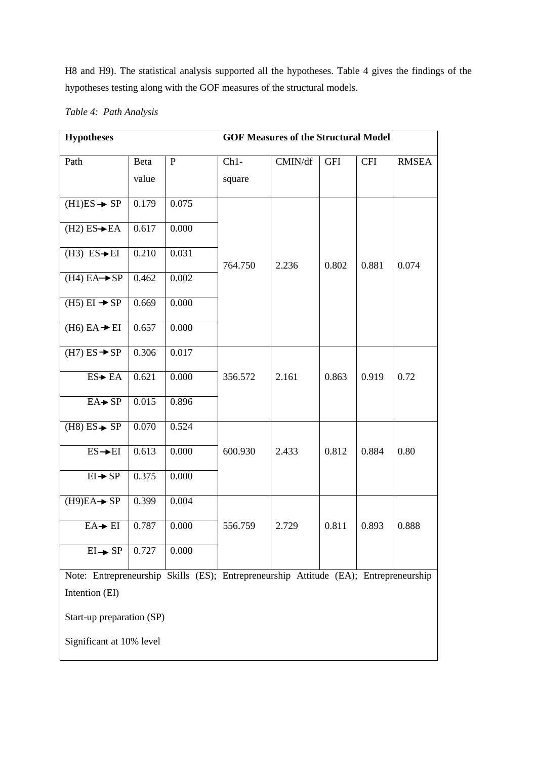H8 and H9). The statistical analysis supported all the hypotheses. Table 4 gives the findings of the hypotheses testing along with the GOF measures of the structural models.

*Table 4: Path Analysis*

| **Hypotheses** | | | **GOF Measures of the Structural Model** | | | | |
|---|---|---|---|---|---|---|---|
| Path | Beta value | P | Ch1-square | CMIN/df | GFI | CFI | RMSEA |
| (H1)ES → SP | 0.179 | 0.075 | 764.750 | 2.236 | 0.802 | 0.881 | 0.074 |
| (H2) ES→EA | 0.617 | 0.000 | | | | | |
| (H3) ES→EI | 0.210 | 0.031 | | | | | |
| (H4) EA→SP | 0.462 | 0.002 | | | | | |
| (H5) EI → SP | 0.669 | 0.000 | | | | | |
| (H6) EA → EI | 0.657 | 0.000 | | | | | |
| (H7) ES → SP | 0.306 | 0.017 | 356.572 | 2.161 | 0.863 | 0.919 | 0.72 |
| ES→ EA | 0.621 | 0.000 | | | | | |
| EA→ SP | 0.015 | 0.896 | | | | | |
| (H8) ES→ SP | 0.070 | 0.524 | 600.930 | 2.433 | 0.812 | 0.884 | 0.80 |
| ES→EI | 0.613 | 0.000 | | | | | |
| EI→ SP | 0.375 | 0.000 | | | | | |
| (H9)EA→ SP | 0.399 | 0.004 | 556.759 | 2.729 | 0.811 | 0.893 | 0.888 |
| EA→ EI | 0.787 | 0.000 | | | | | |
| EI→ SP | 0.727 | 0.000 | | | | | |

Note: Entrepreneurship Skills (ES); Entrepreneurship Attitude (EA); Entrepreneurship Intention (EI)

Start-up preparation (SP)

Significant at 10% level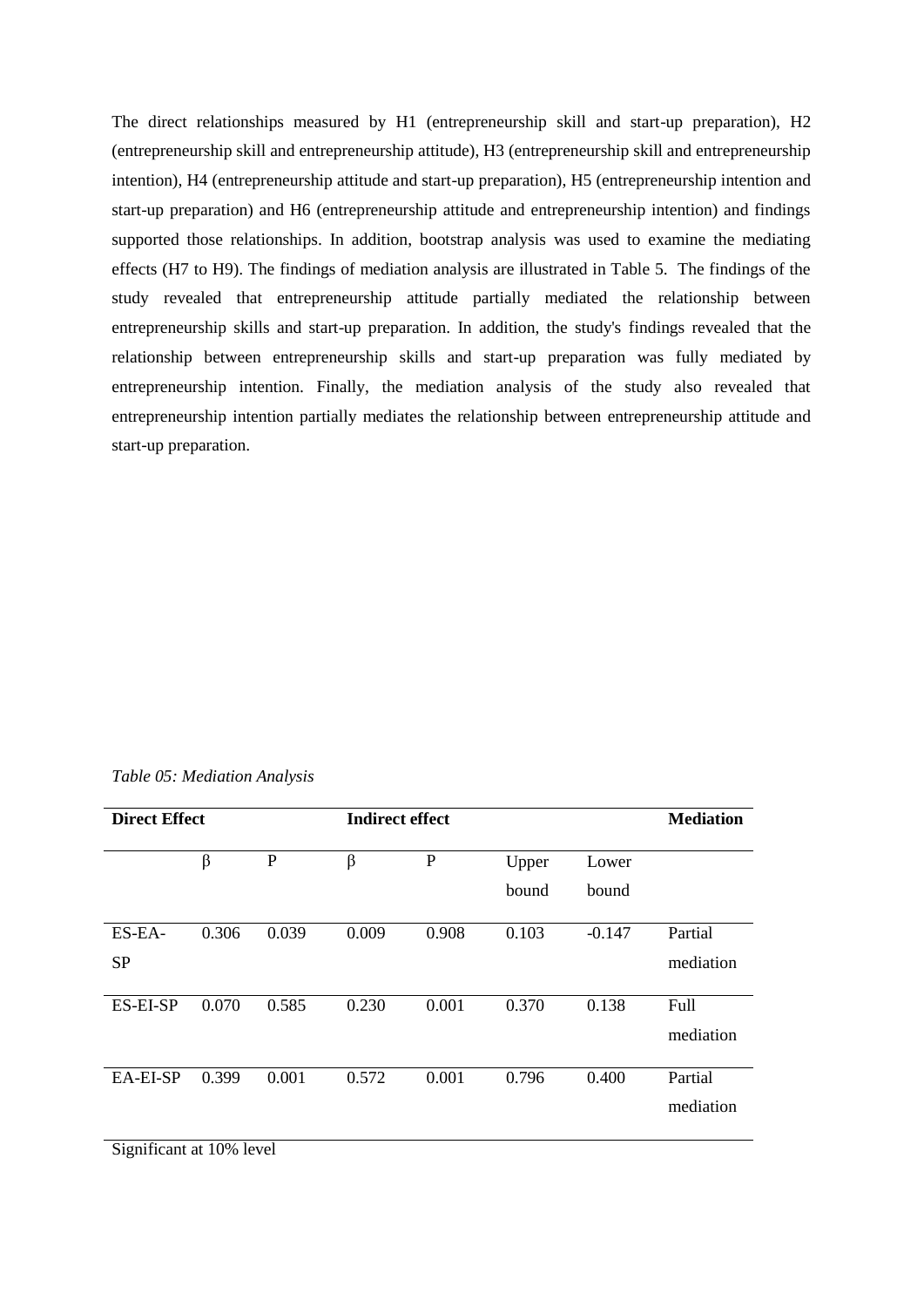The direct relationships measured by H1 (entrepreneurship skill and start-up preparation), H2 (entrepreneurship skill and entrepreneurship attitude), H3 (entrepreneurship skill and entrepreneurship intention), H4 (entrepreneurship attitude and start-up preparation), H5 (entrepreneurship intention and start-up preparation) and H6 (entrepreneurship attitude and entrepreneurship intention) and findings supported those relationships. In addition, bootstrap analysis was used to examine the mediating effects (H7 to H9). The findings of mediation analysis are illustrated in Table 5. The findings of the study revealed that entrepreneurship attitude partially mediated the relationship between entrepreneurship skills and start-up preparation. In addition, the study's findings revealed that the relationship between entrepreneurship skills and start-up preparation was fully mediated by entrepreneurship intention. Finally, the mediation analysis of the study also revealed that entrepreneurship intention partially mediates the relationship between entrepreneurship attitude and start-up preparation.

*Table 05: Mediation Analysis*

| **Direct Effect** | | | **Indirect effect** | | | | **Mediation** |
|---|---|---|---|---|---|---|---|
| | β | P | β | P | Upper bound | Lower bound | |
| ES-EA-SP | 0.306 | 0.039 | 0.009 | 0.908 | 0.103 | -0.147 | Partial mediation |
| ES-EI-SP | 0.070 | 0.585 | 0.230 | 0.001 | 0.370 | 0.138 | Full mediation |
| EA-EI-SP | 0.399 | 0.001 | 0.572 | 0.001 | 0.796 | 0.400 | Partial mediation |

Significant at 10% level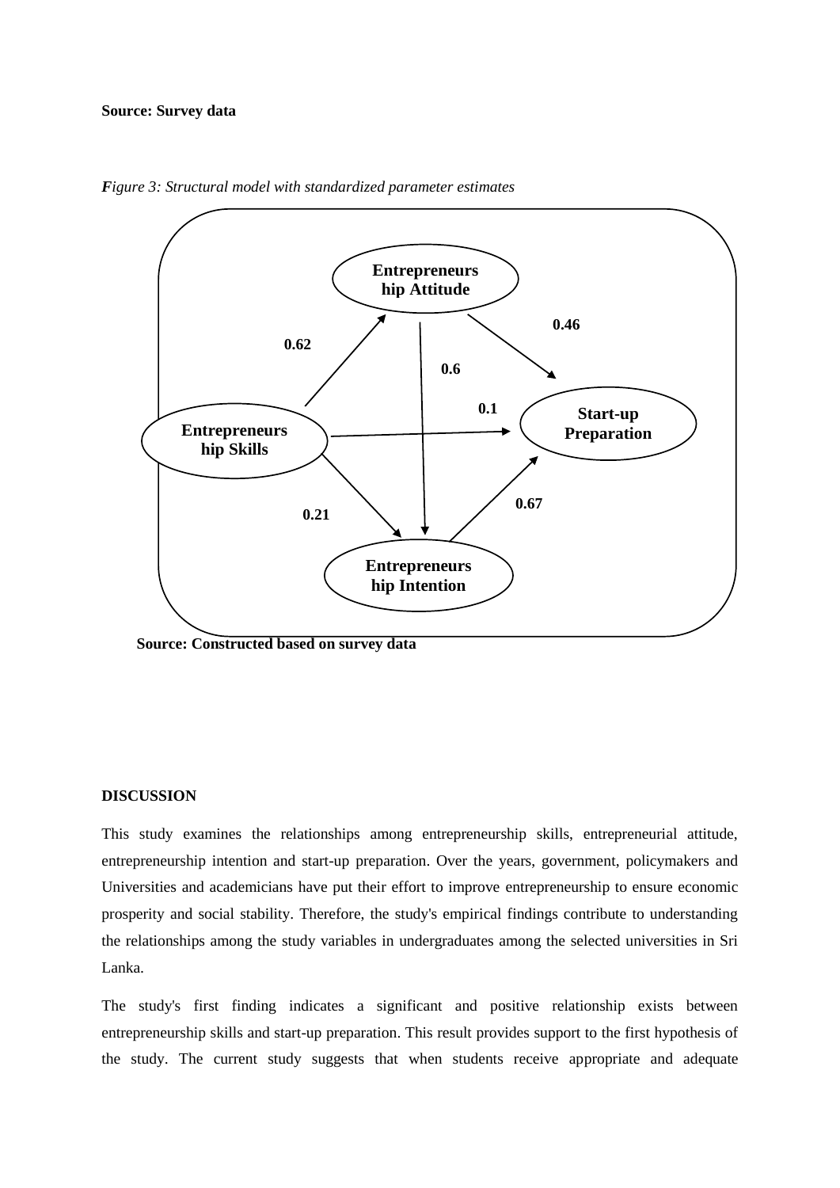**Source: Survey data**

*Figure 3: Structural model with standardized parameter estimates*

**Source: Constructed based on survey data**

**DISCUSSION**

This study examines the relationships among entrepreneurship skills, entrepreneurial attitude, entrepreneurship intention and start-up preparation. Over the years, government, policymakers and Universities and academicians have put their effort to improve entrepreneurship to ensure economic prosperity and social stability. Therefore, the study's empirical findings contribute to understanding the relationships among the study variables in undergraduates among the selected universities in Sri Lanka.

The study's first finding indicates a significant and positive relationship exists between entrepreneurship skills and start-up preparation. This result provides support to the first hypothesis of the study. The current study suggests that when students receive appropriate and adequate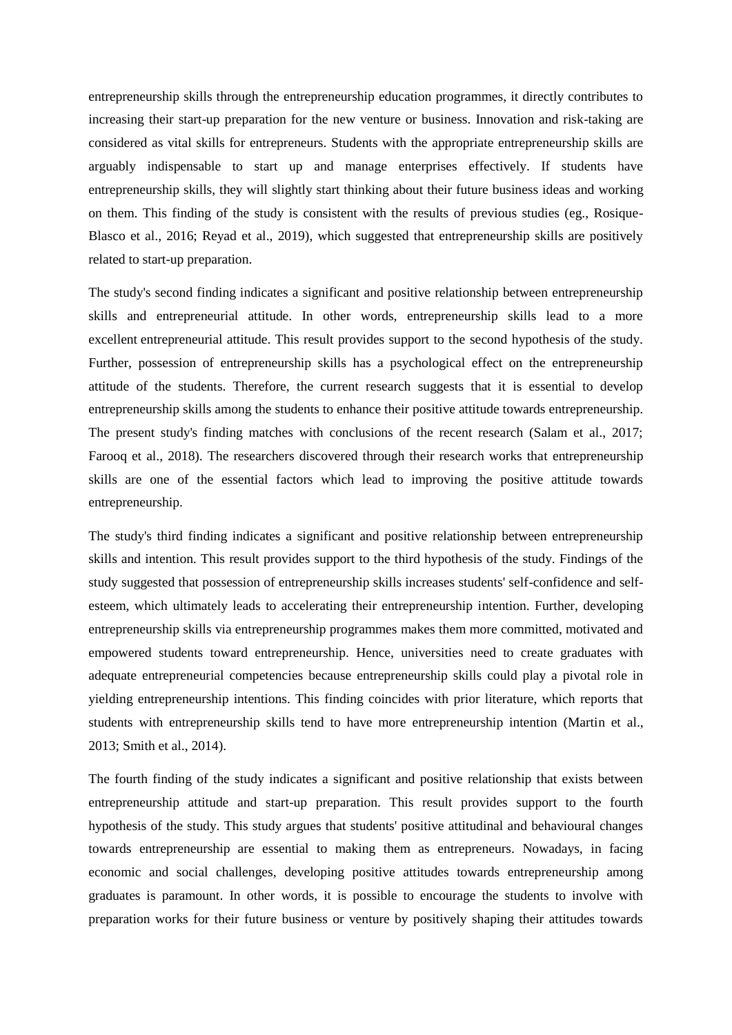entrepreneurship skills through the entrepreneurship education programmes, it directly contributes to increasing their start-up preparation for the new venture or business. Innovation and risk-taking are considered as vital skills for entrepreneurs. Students with the appropriate entrepreneurship skills are arguably indispensable to start up and manage enterprises effectively. If students have entrepreneurship skills, they will slightly start thinking about their future business ideas and working on them. This finding of the study is consistent with the results of previous studies (eg., Rosique-Blasco et al., 2016; Reyad et al., 2019), which suggested that entrepreneurship skills are positively related to start-up preparation.

The study's second finding indicates a significant and positive relationship between entrepreneurship skills and entrepreneurial attitude. In other words, entrepreneurship skills lead to a more excellent entrepreneurial attitude. This result provides support to the second hypothesis of the study. Further, possession of entrepreneurship skills has a psychological effect on the entrepreneurship attitude of the students. Therefore, the current research suggests that it is essential to develop entrepreneurship skills among the students to enhance their positive attitude towards entrepreneurship. The present study's finding matches with conclusions of the recent research (Salam et al., 2017; Farooq et al., 2018). The researchers discovered through their research works that entrepreneurship skills are one of the essential factors which lead to improving the positive attitude towards entrepreneurship.

The study's third finding indicates a significant and positive relationship between entrepreneurship skills and intention. This result provides support to the third hypothesis of the study. Findings of the study suggested that possession of entrepreneurship skills increases students' self-confidence and self-esteem, which ultimately leads to accelerating their entrepreneurship intention. Further, developing entrepreneurship skills via entrepreneurship programmes makes them more committed, motivated and empowered students toward entrepreneurship. Hence, universities need to create graduates with adequate entrepreneurial competencies because entrepreneurship skills could play a pivotal role in yielding entrepreneurship intentions. This finding coincides with prior literature, which reports that students with entrepreneurship skills tend to have more entrepreneurship intention (Martin et al., 2013; Smith et al., 2014).

The fourth finding of the study indicates a significant and positive relationship that exists between entrepreneurship attitude and start-up preparation. This result provides support to the fourth hypothesis of the study. This study argues that students' positive attitudinal and behavioural changes towards entrepreneurship are essential to making them as entrepreneurs. Nowadays, in facing economic and social challenges, developing positive attitudes towards entrepreneurship among graduates is paramount. In other words, it is possible to encourage the students to involve with preparation works for their future business or venture by positively shaping their attitudes towards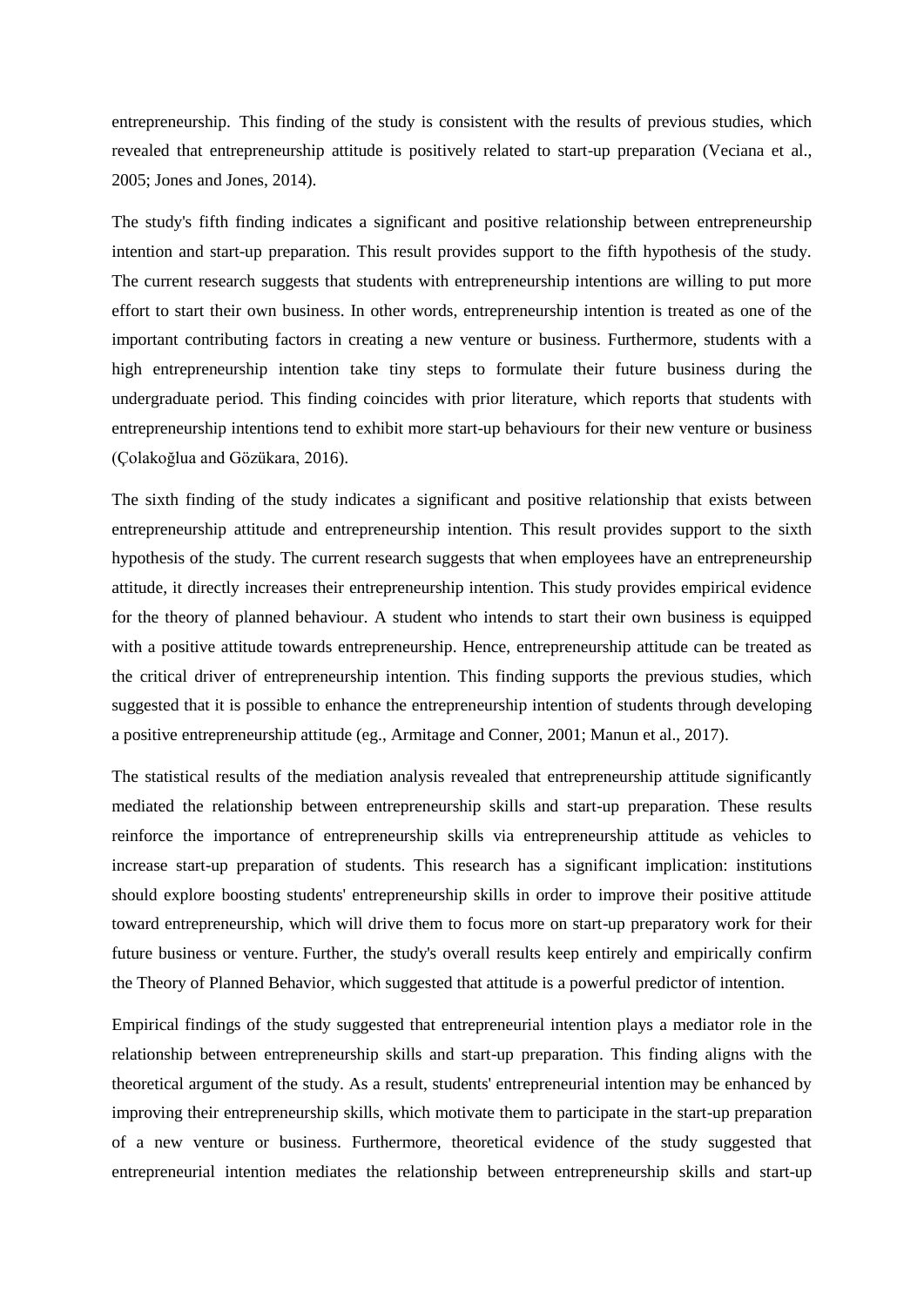entrepreneurship. This finding of the study is consistent with the results of previous studies, which revealed that entrepreneurship attitude is positively related to start-up preparation (Veciana et al., 2005; Jones and Jones, 2014).

The study's fifth finding indicates a significant and positive relationship between entrepreneurship intention and start-up preparation. This result provides support to the fifth hypothesis of the study. The current research suggests that students with entrepreneurship intentions are willing to put more effort to start their own business. In other words, entrepreneurship intention is treated as one of the important contributing factors in creating a new venture or business. Furthermore, students with a high entrepreneurship intention take tiny steps to formulate their future business during the undergraduate period. This finding coincides with prior literature, which reports that students with entrepreneurship intentions tend to exhibit more start-up behaviours for their new venture or business (Çolakoğlua and Gözükara, 2016).

The sixth finding of the study indicates a significant and positive relationship that exists between entrepreneurship attitude and entrepreneurship intention. This result provides support to the sixth hypothesis of the study. The current research suggests that when employees have an entrepreneurship attitude, it directly increases their entrepreneurship intention. This study provides empirical evidence for the theory of planned behaviour. A student who intends to start their own business is equipped with a positive attitude towards entrepreneurship. Hence, entrepreneurship attitude can be treated as the critical driver of entrepreneurship intention. This finding supports the previous studies, which suggested that it is possible to enhance the entrepreneurship intention of students through developing a positive entrepreneurship attitude (eg., Armitage and Conner, 2001; Manun et al., 2017).

The statistical results of the mediation analysis revealed that entrepreneurship attitude significantly mediated the relationship between entrepreneurship skills and start-up preparation. These results reinforce the importance of entrepreneurship skills via entrepreneurship attitude as vehicles to increase start-up preparation of students. This research has a significant implication: institutions should explore boosting students' entrepreneurship skills in order to improve their positive attitude toward entrepreneurship, which will drive them to focus more on start-up preparatory work for their future business or venture. Further, the study's overall results keep entirely and empirically confirm the Theory of Planned Behavior, which suggested that attitude is a powerful predictor of intention.

Empirical findings of the study suggested that entrepreneurial intention plays a mediator role in the relationship between entrepreneurship skills and start-up preparation. This finding aligns with the theoretical argument of the study. As a result, students' entrepreneurial intention may be enhanced by improving their entrepreneurship skills, which motivate them to participate in the start-up preparation of a new venture or business. Furthermore, theoretical evidence of the study suggested that entrepreneurial intention mediates the relationship between entrepreneurship skills and start-up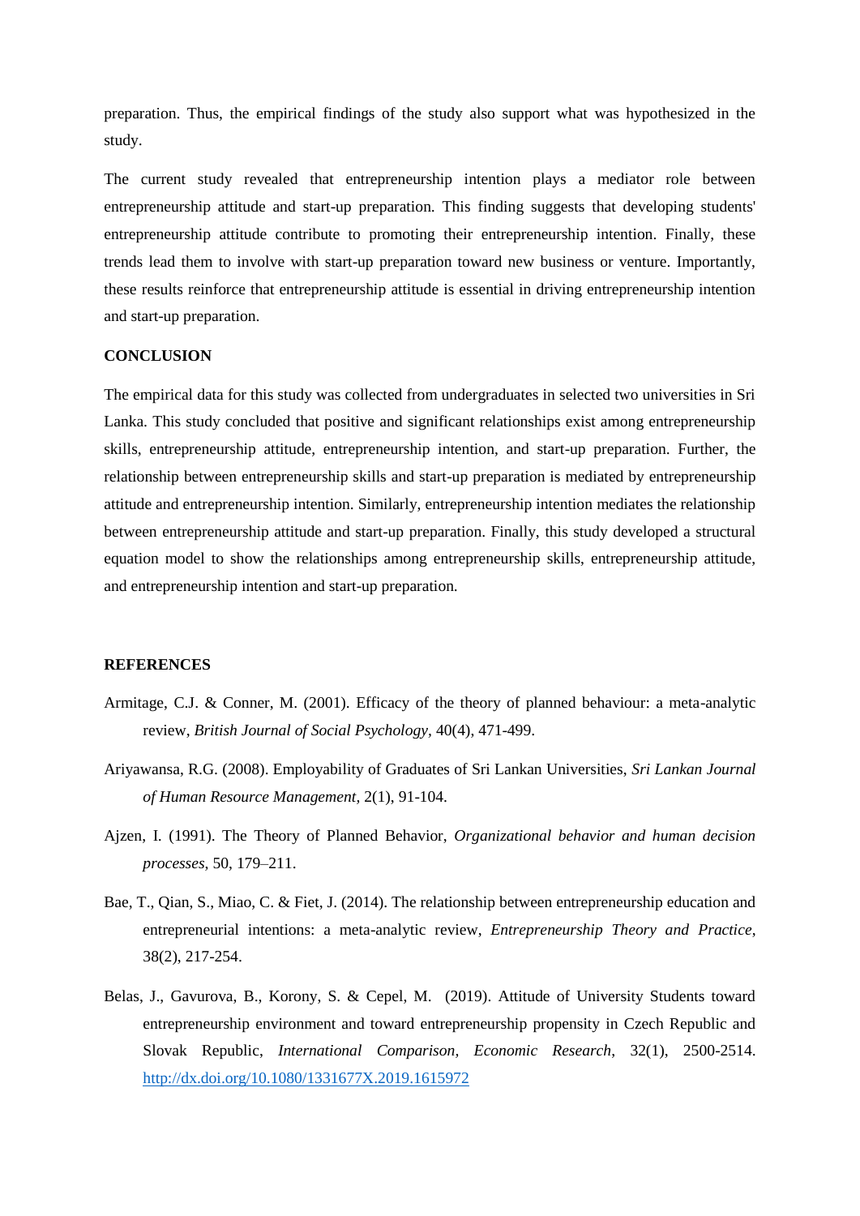preparation. Thus, the empirical findings of the study also support what was hypothesized in the study.

The current study revealed that entrepreneurship intention plays a mediator role between entrepreneurship attitude and start-up preparation. This finding suggests that developing students' entrepreneurship attitude contribute to promoting their entrepreneurship intention. Finally, these trends lead them to involve with start-up preparation toward new business or venture. Importantly, these results reinforce that entrepreneurship attitude is essential in driving entrepreneurship intention and start-up preparation.

## CONCLUSION

The empirical data for this study was collected from undergraduates in selected two universities in Sri Lanka. This study concluded that positive and significant relationships exist among entrepreneurship skills, entrepreneurship attitude, entrepreneurship intention, and start-up preparation. Further, the relationship between entrepreneurship skills and start-up preparation is mediated by entrepreneurship attitude and entrepreneurship intention. Similarly, entrepreneurship intention mediates the relationship between entrepreneurship attitude and start-up preparation. Finally, this study developed a structural equation model to show the relationships among entrepreneurship skills, entrepreneurship attitude, and entrepreneurship intention and start-up preparation.

## REFERENCES

Armitage, C.J. & Conner, M. (2001). Efficacy of the theory of planned behaviour: a meta-analytic review, *British Journal of Social Psychology*, 40(4), 471-499.

Ariyawansa, R.G. (2008). Employability of Graduates of Sri Lankan Universities, *Sri Lankan Journal of Human Resource Management,* 2(1), 91-104.

Ajzen, I. (1991). The Theory of Planned Behavior, *Organizational behavior and human decision processes*, 50, 179–211.

Bae, T., Qian, S., Miao, C. & Fiet, J. (2014). The relationship between entrepreneurship education and entrepreneurial intentions: a meta-analytic review, *Entrepreneurship Theory and Practice*, 38(2), 217-254.

Belas, J., Gavurova, B., Korony, S. & Cepel, M. (2019). Attitude of University Students toward entrepreneurship environment and toward entrepreneurship propensity in Czech Republic and Slovak Republic, *International Comparison, Economic Research*, 32(1), 2500-2514. http://dx.doi.org/10.1080/1331677X.2019.1615972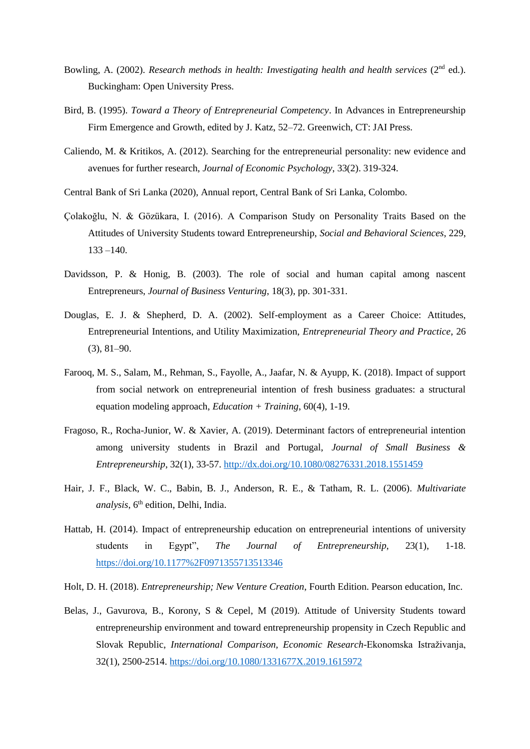Bowling, A. (2002). *Research methods in health: Investigating health and health services* (2nd ed.). Buckingham: Open University Press.

Bird, B. (1995). *Toward a Theory of Entrepreneurial Competency*. In Advances in Entrepreneurship Firm Emergence and Growth, edited by J. Katz, 52–72. Greenwich, CT: JAI Press.

Caliendo, M. & Kritikos, A. (2012). Searching for the entrepreneurial personality: new evidence and avenues for further research, *Journal of Economic Psychology*, 33(2). 319-324.

Central Bank of Sri Lanka (2020), Annual report, Central Bank of Sri Lanka, Colombo.

Çolakoğlu, N. & Gözükara, I. (2016). A Comparison Study on Personality Traits Based on the Attitudes of University Students toward Entrepreneurship, *Social and Behavioral Sciences*, 229, 133 –140.

Davidsson, P. & Honig, B. (2003). The role of social and human capital among nascent Entrepreneurs, *Journal of Business Venturing*, 18(3), pp. 301-331.

Douglas, E. J. & Shepherd, D. A. (2002). Self-employment as a Career Choice: Attitudes, Entrepreneurial Intentions, and Utility Maximization, *Entrepreneurial Theory and Practice*, 26 (3), 81–90.

Farooq, M. S., Salam, M., Rehman, S., Fayolle, A., Jaafar, N. & Ayupp, K. (2018). Impact of support from social network on entrepreneurial intention of fresh business graduates: a structural equation modeling approach, *Education + Training*, 60(4), 1-19.

Fragoso, R., Rocha-Junior, W. & Xavier, A. (2019). Determinant factors of entrepreneurial intention among university students in Brazil and Portugal, *Journal of Small Business & Entrepreneurship*, 32(1), 33-57. http://dx.doi.org/10.1080/08276331.2018.1551459

Hair, J. F., Black, W. C., Babin, B. J., Anderson, R. E., & Tatham, R. L. (2006). *Multivariate analysis*, 6th edition, Delhi, India.

Hattab, H. (2014). Impact of entrepreneurship education on entrepreneurial intentions of university students in Egypt", *The Journal of Entrepreneurship*, 23(1), 1-18. https://doi.org/10.1177%2F0971355713513346

Holt, D. H. (2018). *Entrepreneurship; New Venture Creation*, Fourth Edition. Pearson education, Inc.

Belas, J., Gavurova, B., Korony, S & Cepel, M (2019). Attitude of University Students toward entrepreneurship environment and toward entrepreneurship propensity in Czech Republic and Slovak Republic, *International Comparison, Economic Research*-Ekonomska Istraživanja, 32(1), 2500-2514. https://doi.org/10.1080/1331677X.2019.1615972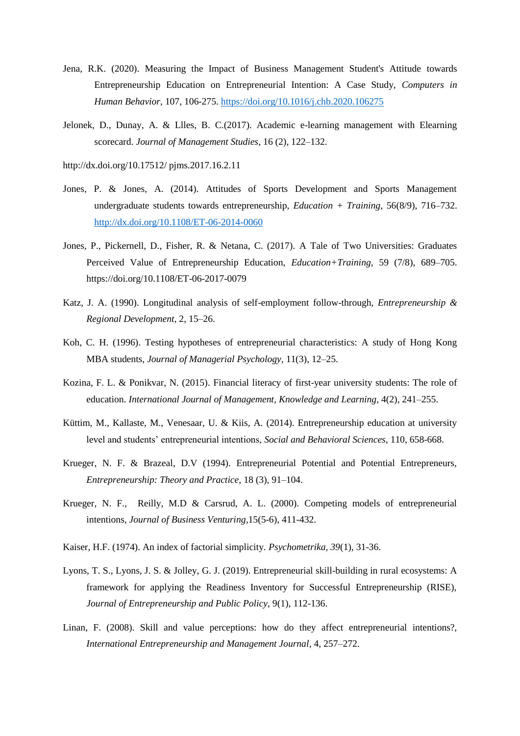Jena, R.K. (2020). Measuring the Impact of Business Management Student's Attitude towards Entrepreneurship Education on Entrepreneurial Intention: A Case Study, *Computers in Human Behavior*, 107, 106-275. https://doi.org/10.1016/j.chb.2020.106275

Jelonek, D., Dunay, A. & Llles, B. C.(2017). Academic e-learning management with Elearning scorecard. *Journal of Management Studies*, 16 (2), 122–132.

http://dx.doi.org/10.17512/ pjms.2017.16.2.11

Jones, P. & Jones, A. (2014). Attitudes of Sports Development and Sports Management undergraduate students towards entrepreneurship, *Education + Training*, 56(8/9), 716–732. http://dx.doi.org/10.1108/ET-06-2014-0060

Jones, P., Pickernell, D., Fisher, R. & Netana, C. (2017). A Tale of Two Universities: Graduates Perceived Value of Entrepreneurship Education, *Education+Training*, 59 (7/8), 689–705. https://doi.org/10.1108/ET-06-2017-0079

Katz, J. A. (1990). Longitudinal analysis of self-employment follow-through, *Entrepreneurship & Regional Development*, 2, 15–26.

Koh, C. H. (1996). Testing hypotheses of entrepreneurial characteristics: A study of Hong Kong MBA students, *Journal of Managerial Psychology*, 11(3), 12–25.

Kozina, F. L. & Ponikvar, N. (2015). Financial literacy of first-year university students: The role of education. *International Journal of Management, Knowledge and Learning*, 4(2), 241–255.

Küttim, M., Kallaste, M., Venesaar, U. & Kiis, A. (2014). Entrepreneurship education at university level and students' entrepreneurial intentions, *Social and Behavioral Sciences*, 110, 658-668.

Krueger, N. F. & Brazeal, D.V (1994). Entrepreneurial Potential and Potential Entrepreneurs, *Entrepreneurship: Theory and Practice*, 18 (3), 91–104.

Krueger, N. F., Reilly, M.D & Carsrud, A. L. (2000). Competing models of entrepreneurial intentions, *Journal of Business Venturing*,15(5-6), 411-432.

Kaiser, H.F. (1974). An index of factorial simplicity. *Psychometrika, 39*(1), 31-36.

Lyons, T. S., Lyons, J. S. & Jolley, G. J. (2019). Entrepreneurial skill-building in rural ecosystems: A framework for applying the Readiness Inventory for Successful Entrepreneurship (RISE), *Journal of Entrepreneurship and Public Policy*, 9(1), 112-136.

Linan, F. (2008). Skill and value perceptions: how do they affect entrepreneurial intentions?, *International Entrepreneurship and Management Journal*, 4, 257–272.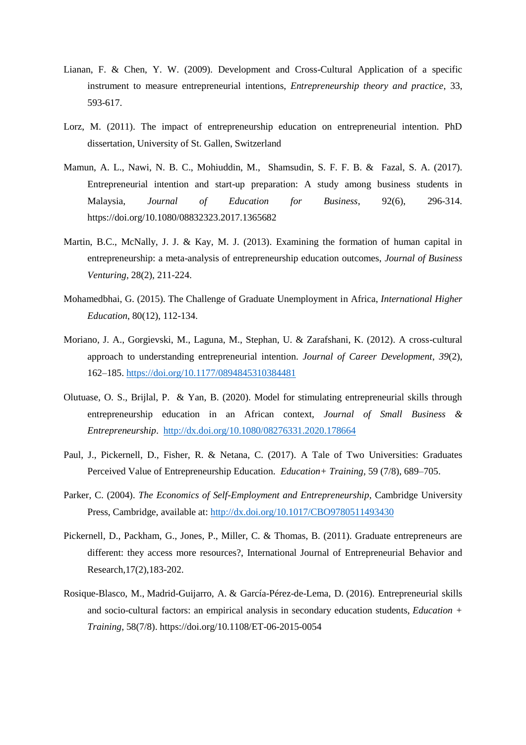Lianan, F. & Chen, Y. W. (2009). Development and Cross-Cultural Application of a specific instrument to measure entrepreneurial intentions, *Entrepreneurship theory and practice*, 33, 593-617.

Lorz, M. (2011). The impact of entrepreneurship education on entrepreneurial intention. PhD dissertation, University of St. Gallen, Switzerland

Mamun, A. L., Nawi, N. B. C., Mohiuddin, M., Shamsudin, S. F. F. B. & Fazal, S. A. (2017). Entrepreneurial intention and start-up preparation: A study among business students in Malaysia, *Journal of Education for Business*, 92(6), 296-314. https://doi.org/10.1080/08832323.2017.1365682

Martin, B.C., McNally, J. J. & Kay, M. J. (2013). Examining the formation of human capital in entrepreneurship: a meta-analysis of entrepreneurship education outcomes, *Journal of Business Venturing*, 28(2), 211-224.

Mohamedbhai, G. (2015). The Challenge of Graduate Unemployment in Africa, *International Higher Education*, 80(12), 112-134.

Moriano, J. A., Gorgievski, M., Laguna, M., Stephan, U. & Zarafshani, K. (2012). A cross-cultural approach to understanding entrepreneurial intention. *Journal of Career Development*, *39*(2), 162–185. https://doi.org/10.1177/0894845310384481

Olutuase, O. S., Brijlal, P. & Yan, B. (2020). Model for stimulating entrepreneurial skills through entrepreneurship education in an African context, *Journal of Small Business & Entrepreneurship*. http://dx.doi.org/10.1080/08276331.2020.178664

Paul, J., Pickernell, D., Fisher, R. & Netana, C. (2017). A Tale of Two Universities: Graduates Perceived Value of Entrepreneurship Education. *Education+ Training,* 59 (7/8), 689–705.

Parker, C. (2004). *The Economics of Self-Employment and Entrepreneurship*, Cambridge University Press, Cambridge, available at: http://dx.doi.org/10.1017/CBO9780511493430

Pickernell, D., Packham, G., Jones, P., Miller, C. & Thomas, B. (2011). Graduate entrepreneurs are different: they access more resources?, International Journal of Entrepreneurial Behavior and Research,17(2),183-202.

Rosique-Blasco, M., Madrid-Guijarro, A. & García-Pérez-de-Lema, D. (2016). Entrepreneurial skills and socio-cultural factors: an empirical analysis in secondary education students, *Education + Training*, 58(7/8). https://doi.org/10.1108/ET-06-2015-0054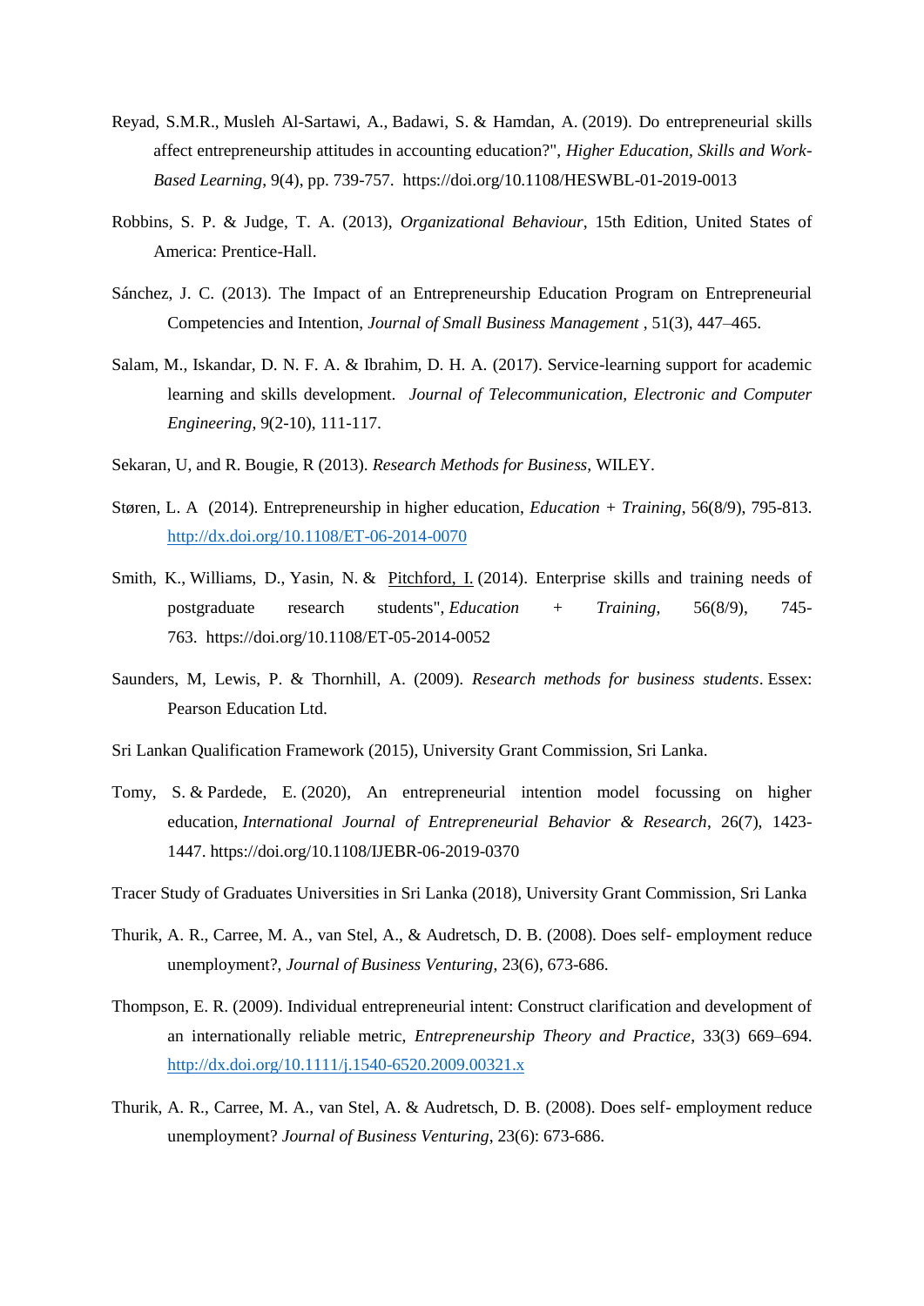Reyad, S.M.R., Musleh Al-Sartawi, A., Badawi, S. & Hamdan, A. (2019). Do entrepreneurial skills affect entrepreneurship attitudes in accounting education?", *Higher Education, Skills and Work-Based Learning*, 9(4), pp. 739-757. https://doi.org/10.1108/HESWBL-01-2019-0013

Robbins, S. P. & Judge, T. A. (2013), *Organizational Behaviour*, 15th Edition, United States of America: Prentice-Hall.

Sánchez, J. C. (2013). The Impact of an Entrepreneurship Education Program on Entrepreneurial Competencies and Intention, *Journal of Small Business Management* , 51(3), 447–465.

Salam, M., Iskandar, D. N. F. A. & Ibrahim, D. H. A. (2017). Service-learning support for academic learning and skills development. *Journal of Telecommunication, Electronic and Computer Engineering*, 9(2-10), 111-117.

Sekaran, U, and R. Bougie, R (2013). *Research Methods for Business*, WILEY.

Støren, L. A (2014). Entrepreneurship in higher education, *Education + Training*, 56(8/9), 795-813. http://dx.doi.org/10.1108/ET-06-2014-0070

Smith, K., Williams, D., Yasin, N. & Pitchford, I. (2014). Enterprise skills and training needs of postgraduate research students", *Education + Training*, 56(8/9), 745-763. https://doi.org/10.1108/ET-05-2014-0052

Saunders, M, Lewis, P. & Thornhill, A. (2009). *Research methods for business students*. Essex: Pearson Education Ltd.

Sri Lankan Qualification Framework (2015), University Grant Commission, Sri Lanka.

Tomy, S. & Pardede, E. (2020), An entrepreneurial intention model focussing on higher education, *International Journal of Entrepreneurial Behavior & Research*, 26(7), 1423-1447. https://doi.org/10.1108/IJEBR-06-2019-0370

Tracer Study of Graduates Universities in Sri Lanka (2018), University Grant Commission, Sri Lanka

Thurik, A. R., Carree, M. A., van Stel, A., & Audretsch, D. B. (2008). Does self- employment reduce unemployment?, *Journal of Business Venturing*, 23(6), 673-686.

Thompson, E. R. (2009). Individual entrepreneurial intent: Construct clarification and development of an internationally reliable metric, *Entrepreneurship Theory and Practice*, 33(3) 669–694. http://dx.doi.org/10.1111/j.1540-6520.2009.00321.x

Thurik, A. R., Carree, M. A., van Stel, A. & Audretsch, D. B. (2008). Does self- employment reduce unemployment? *Journal of Business Venturing*, 23(6): 673-686.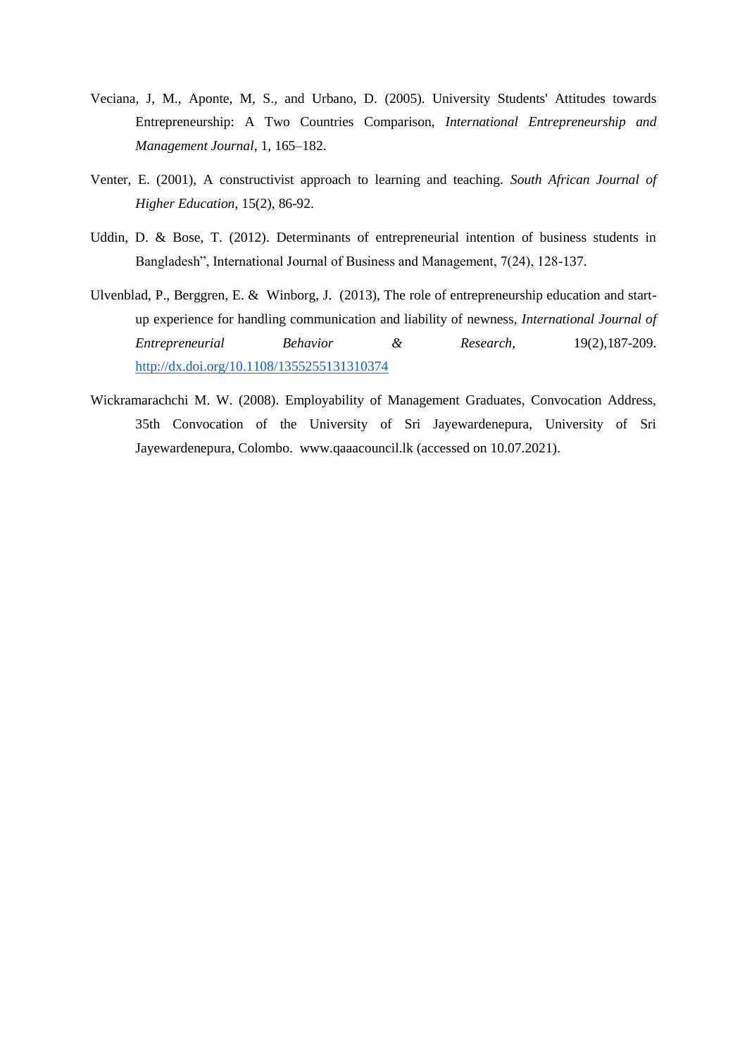Veciana, J, M., Aponte, M, S., and Urbano, D. (2005). University Students' Attitudes towards Entrepreneurship: A Two Countries Comparison, *International Entrepreneurship and Management Journal*, 1, 165–182.

Venter, E. (2001), A constructivist approach to learning and teaching. *South African Journal of Higher Education*, 15(2), 86-92.

Uddin, D. & Bose, T. (2012). Determinants of entrepreneurial intention of business students in Bangladesh", International Journal of Business and Management, 7(24), 128-137.

Ulvenblad, P., Berggren, E. & Winborg, J. (2013), The role of entrepreneurship education and start-up experience for handling communication and liability of newness, *International Journal of Entrepreneurial Behavior & Research,* 19(2),187-209. http://dx.doi.org/10.1108/13552551311310374

Wickramarachchi M. W. (2008). Employability of Management Graduates, Convocation Address, 35th Convocation of the University of Sri Jayewardenepura, University of Sri Jayewardenepura, Colombo. www.qaaacouncil.lk (accessed on 10.07.2021).